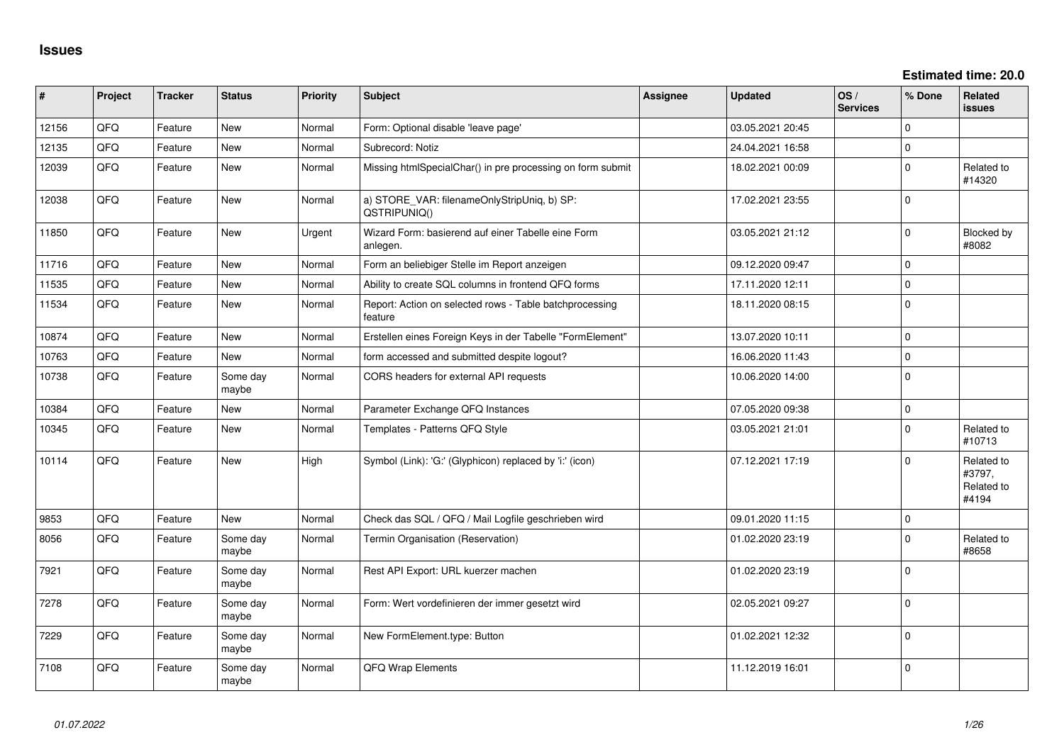# Issues

**Estimated time: 20.0**

| # | Project | Tracker | Status | Priority | Subject | Assignee | Updated | OS / Services | % Done | Related issues |
|---|---|---|---|---|---|---|---|---|---|---|
| 12156 | QFQ | Feature | New | Normal | Form: Optional disable 'leave page' | | 03.05.2021 20:45 | | 0 | |
| 12135 | QFQ | Feature | New | Normal | Subrecord: Notiz | | 24.04.2021 16:58 | | 0 | |
| 12039 | QFQ | Feature | New | Normal | Missing htmlSpecialChar() in pre processing on form submit | | 18.02.2021 00:09 | | 0 | Related to #14320 |
| 12038 | QFQ | Feature | New | Normal | a) STORE_VAR: filenameOnlyStripUniq, b) SP: QSTRIPUNIQ() | | 17.02.2021 23:55 | | 0 | |
| 11850 | QFQ | Feature | New | Urgent | Wizard Form: basierend auf einer Tabelle eine Form anlegen. | | 03.05.2021 21:12 | | 0 | Blocked by #8082 |
| 11716 | QFQ | Feature | New | Normal | Form an beliebiger Stelle im Report anzeigen | | 09.12.2020 09:47 | | 0 | |
| 11535 | QFQ | Feature | New | Normal | Ability to create SQL columns in frontend QFQ forms | | 17.11.2020 12:11 | | 0 | |
| 11534 | QFQ | Feature | New | Normal | Report: Action on selected rows - Table batchprocessing feature | | 18.11.2020 08:15 | | 0 | |
| 10874 | QFQ | Feature | New | Normal | Erstellen eines Foreign Keys in der Tabelle "FormElement" | | 13.07.2020 10:11 | | 0 | |
| 10763 | QFQ | Feature | New | Normal | form accessed and submitted despite logout? | | 16.06.2020 11:43 | | 0 | |
| 10738 | QFQ | Feature | Some day maybe | Normal | CORS headers for external API requests | | 10.06.2020 14:00 | | 0 | |
| 10384 | QFQ | Feature | New | Normal | Parameter Exchange QFQ Instances | | 07.05.2020 09:38 | | 0 | |
| 10345 | QFQ | Feature | New | Normal | Templates - Patterns QFQ Style | | 03.05.2021 21:01 | | 0 | Related to #10713 |
| 10114 | QFQ | Feature | New | High | Symbol (Link): 'G:' (Glyphicon) replaced by 'i:' (icon) | | 07.12.2021 17:19 | | 0 | Related to #3797, Related to #4194 |
| 9853 | QFQ | Feature | New | Normal | Check das SQL / QFQ / Mail Logfile geschrieben wird | | 09.01.2020 11:15 | | 0 | |
| 8056 | QFQ | Feature | Some day maybe | Normal | Termin Organisation (Reservation) | | 01.02.2020 23:19 | | 0 | Related to #8658 |
| 7921 | QFQ | Feature | Some day maybe | Normal | Rest API Export: URL kuerzer machen | | 01.02.2020 23:19 | | 0 | |
| 7278 | QFQ | Feature | Some day maybe | Normal | Form: Wert vordefinieren der immer gesetzt wird | | 02.05.2021 09:27 | | 0 | |
| 7229 | QFQ | Feature | Some day maybe | Normal | New FormElement.type: Button | | 01.02.2021 12:32 | | 0 | |
| 7108 | QFQ | Feature | Some day maybe | Normal | QFQ Wrap Elements | | 11.12.2019 16:01 | | 0 | |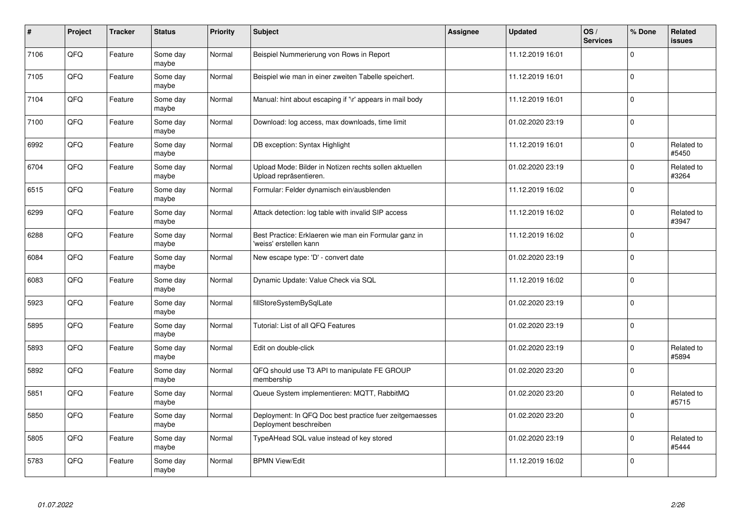| # | Project | Tracker | Status | Priority | Subject | Assignee | Updated | OS / Services | % Done | Related issues |
|---|---|---|---|---|---|---|---|---|---|---|
| 7106 | QFQ | Feature | Some day maybe | Normal | Beispiel Nummerierung von Rows in Report | | 11.12.2019 16:01 | | 0 | |
| 7105 | QFQ | Feature | Some day maybe | Normal | Beispiel wie man in einer zweiten Tabelle speichert. | | 11.12.2019 16:01 | | 0 | |
| 7104 | QFQ | Feature | Some day maybe | Normal | Manual: hint about escaping if '\r' appears in mail body | | 11.12.2019 16:01 | | 0 | |
| 7100 | QFQ | Feature | Some day maybe | Normal | Download: log access, max downloads, time limit | | 01.02.2020 23:19 | | 0 | |
| 6992 | QFQ | Feature | Some day maybe | Normal | DB exception: Syntax Highlight | | 11.12.2019 16:01 | | 0 | Related to #5450 |
| 6704 | QFQ | Feature | Some day maybe | Normal | Upload Mode: Bilder in Notizen rechts sollen aktuellen Upload repräsentieren. | | 01.02.2020 23:19 | | 0 | Related to #3264 |
| 6515 | QFQ | Feature | Some day maybe | Normal | Formular: Felder dynamisch ein/ausblenden | | 11.12.2019 16:02 | | 0 | |
| 6299 | QFQ | Feature | Some day maybe | Normal | Attack detection: log table with invalid SIP access | | 11.12.2019 16:02 | | 0 | Related to #3947 |
| 6288 | QFQ | Feature | Some day maybe | Normal | Best Practice: Erklaeren wie man ein Formular ganz in 'weiss' erstellen kann | | 11.12.2019 16:02 | | 0 | |
| 6084 | QFQ | Feature | Some day maybe | Normal | New escape type: 'D' - convert date | | 01.02.2020 23:19 | | 0 | |
| 6083 | QFQ | Feature | Some day maybe | Normal | Dynamic Update: Value Check via SQL | | 11.12.2019 16:02 | | 0 | |
| 5923 | QFQ | Feature | Some day maybe | Normal | fillStoreSystemBySqlLate | | 01.02.2020 23:19 | | 0 | |
| 5895 | QFQ | Feature | Some day maybe | Normal | Tutorial: List of all QFQ Features | | 01.02.2020 23:19 | | 0 | |
| 5893 | QFQ | Feature | Some day maybe | Normal | Edit on double-click | | 01.02.2020 23:19 | | 0 | Related to #5894 |
| 5892 | QFQ | Feature | Some day maybe | Normal | QFQ should use T3 API to manipulate FE GROUP membership | | 01.02.2020 23:20 | | 0 | |
| 5851 | QFQ | Feature | Some day maybe | Normal | Queue System implementieren: MQTT, RabbitMQ | | 01.02.2020 23:20 | | 0 | Related to #5715 |
| 5850 | QFQ | Feature | Some day maybe | Normal | Deployment: In QFQ Doc best practice fuer zeitgemaesses Deployment beschreiben | | 01.02.2020 23:20 | | 0 | |
| 5805 | QFQ | Feature | Some day maybe | Normal | TypeAHead SQL value instead of key stored | | 01.02.2020 23:19 | | 0 | Related to #5444 |
| 5783 | QFQ | Feature | Some day maybe | Normal | BPMN View/Edit | | 11.12.2019 16:02 | | 0 | |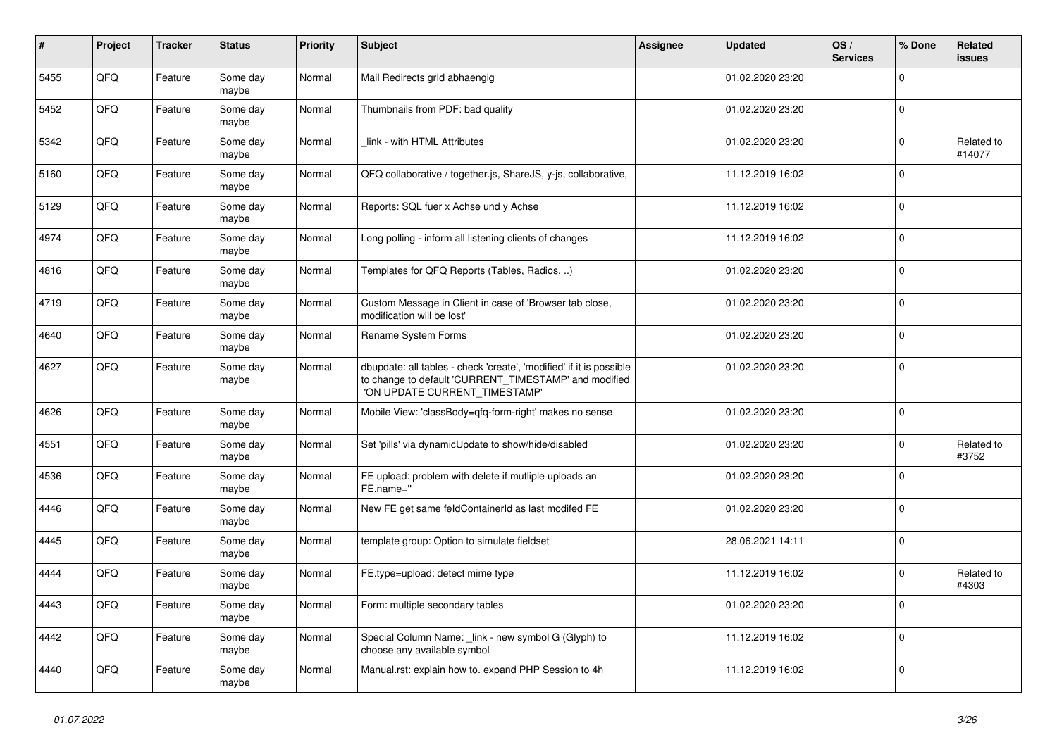| # | Project | Tracker | Status | Priority | Subject | Assignee | Updated | OS / Services | % Done | Related issues |
|---|---|---|---|---|---|---|---|---|---|---|
| 5455 | QFQ | Feature | Some day maybe | Normal | Mail Redirects grld abhaengig | | 01.02.2020 23:20 | | 0 | |
| 5452 | QFQ | Feature | Some day maybe | Normal | Thumbnails from PDF: bad quality | | 01.02.2020 23:20 | | 0 | |
| 5342 | QFQ | Feature | Some day maybe | Normal | _link - with HTML Attributes | | 01.02.2020 23:20 | | 0 | Related to #14077 |
| 5160 | QFQ | Feature | Some day maybe | Normal | QFQ collaborative / together.js, ShareJS, y-js, collaborative, | | 11.12.2019 16:02 | | 0 | |
| 5129 | QFQ | Feature | Some day maybe | Normal | Reports: SQL fuer x Achse und y Achse | | 11.12.2019 16:02 | | 0 | |
| 4974 | QFQ | Feature | Some day maybe | Normal | Long polling - inform all listening clients of changes | | 11.12.2019 16:02 | | 0 | |
| 4816 | QFQ | Feature | Some day maybe | Normal | Templates for QFQ Reports (Tables, Radios, ..) | | 01.02.2020 23:20 | | 0 | |
| 4719 | QFQ | Feature | Some day maybe | Normal | Custom Message in Client in case of 'Browser tab close, modification will be lost' | | 01.02.2020 23:20 | | 0 | |
| 4640 | QFQ | Feature | Some day maybe | Normal | Rename System Forms | | 01.02.2020 23:20 | | 0 | |
| 4627 | QFQ | Feature | Some day maybe | Normal | dbupdate: all tables - check 'create', 'modified' if it is possible to change to default 'CURRENT_TIMESTAMP' and modified 'ON UPDATE CURRENT_TIMESTAMP' | | 01.02.2020 23:20 | | 0 | |
| 4626 | QFQ | Feature | Some day maybe | Normal | Mobile View: 'classBody=qfq-form-right' makes no sense | | 01.02.2020 23:20 | | 0 | |
| 4551 | QFQ | Feature | Some day maybe | Normal | Set 'pills' via dynamicUpdate to show/hide/disabled | | 01.02.2020 23:20 | | 0 | Related to #3752 |
| 4536 | QFQ | Feature | Some day maybe | Normal | FE upload: problem with delete if mutliple uploads an FE.name='' | | 01.02.2020 23:20 | | 0 | |
| 4446 | QFQ | Feature | Some day maybe | Normal | New FE get same feldContainerId as last modifed FE | | 01.02.2020 23:20 | | 0 | |
| 4445 | QFQ | Feature | Some day maybe | Normal | template group: Option to simulate fieldset | | 28.06.2021 14:11 | | 0 | |
| 4444 | QFQ | Feature | Some day maybe | Normal | FE.type=upload: detect mime type | | 11.12.2019 16:02 | | 0 | Related to #4303 |
| 4443 | QFQ | Feature | Some day maybe | Normal | Form: multiple secondary tables | | 01.02.2020 23:20 | | 0 | |
| 4442 | QFQ | Feature | Some day maybe | Normal | Special Column Name: _link - new symbol G (Glyph) to choose any available symbol | | 11.12.2019 16:02 | | 0 | |
| 4440 | QFQ | Feature | Some day maybe | Normal | Manual.rst: explain how to. expand PHP Session to 4h | | 11.12.2019 16:02 | | 0 | |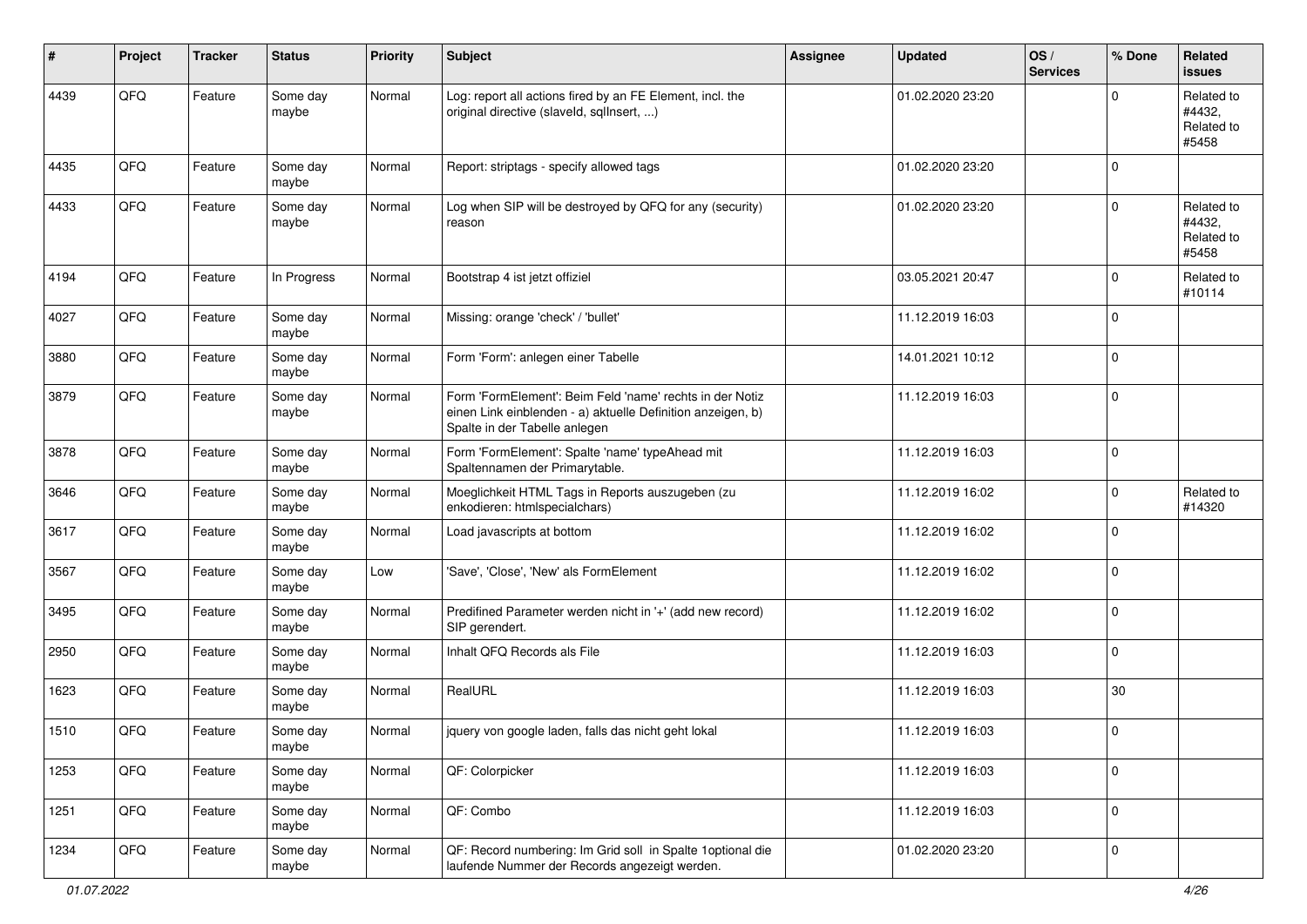| # | Project | Tracker | Status | Priority | Subject | Assignee | Updated | OS / Services | % Done | Related issues |
|---|---|---|---|---|---|---|---|---|---|---|
| 4439 | QFQ | Feature | Some day maybe | Normal | Log: report all actions fired by an FE Element, incl. the original directive (slaveId, sqlInsert, ...) | | 01.02.2020 23:20 | | 0 | Related to #4432, Related to #5458 |
| 4435 | QFQ | Feature | Some day maybe | Normal | Report: striptags - specify allowed tags | | 01.02.2020 23:20 | | 0 | |
| 4433 | QFQ | Feature | Some day maybe | Normal | Log when SIP will be destroyed by QFQ for any (security) reason | | 01.02.2020 23:20 | | 0 | Related to #4432, Related to #5458 |
| 4194 | QFQ | Feature | In Progress | Normal | Bootstrap 4 ist jetzt offiziel | | 03.05.2021 20:47 | | 0 | Related to #10114 |
| 4027 | QFQ | Feature | Some day maybe | Normal | Missing: orange 'check' / 'bullet' | | 11.12.2019 16:03 | | 0 | |
| 3880 | QFQ | Feature | Some day maybe | Normal | Form 'Form': anlegen einer Tabelle | | 14.01.2021 10:12 | | 0 | |
| 3879 | QFQ | Feature | Some day maybe | Normal | Form 'FormElement': Beim Feld 'name' rechts in der Notiz einen Link einblenden - a) aktuelle Definition anzeigen, b) Spalte in der Tabelle anlegen | | 11.12.2019 16:03 | | 0 | |
| 3878 | QFQ | Feature | Some day maybe | Normal | Form 'FormElement': Spalte 'name' typeAhead mit Spaltennamen der Primarytable. | | 11.12.2019 16:03 | | 0 | |
| 3646 | QFQ | Feature | Some day maybe | Normal | Moeglichkeit HTML Tags in Reports auszugeben (zu enkodieren: htmlspecialchars) | | 11.12.2019 16:02 | | 0 | Related to #14320 |
| 3617 | QFQ | Feature | Some day maybe | Normal | Load javascripts at bottom | | 11.12.2019 16:02 | | 0 | |
| 3567 | QFQ | Feature | Some day maybe | Low | 'Save', 'Close', 'New' als FormElement | | 11.12.2019 16:02 | | 0 | |
| 3495 | QFQ | Feature | Some day maybe | Normal | Predifined Parameter werden nicht in '+' (add new record) SIP gerendert. | | 11.12.2019 16:02 | | 0 | |
| 2950 | QFQ | Feature | Some day maybe | Normal | Inhalt QFQ Records als File | | 11.12.2019 16:03 | | 0 | |
| 1623 | QFQ | Feature | Some day maybe | Normal | RealURL | | 11.12.2019 16:03 | | 30 | |
| 1510 | QFQ | Feature | Some day maybe | Normal | jquery von google laden, falls das nicht geht lokal | | 11.12.2019 16:03 | | 0 | |
| 1253 | QFQ | Feature | Some day maybe | Normal | QF: Colorpicker | | 11.12.2019 16:03 | | 0 | |
| 1251 | QFQ | Feature | Some day maybe | Normal | QF: Combo | | 11.12.2019 16:03 | | 0 | |
| 1234 | QFQ | Feature | Some day maybe | Normal | QF: Record numbering: Im Grid soll in Spalte 1optional die laufende Nummer der Records angezeigt werden. | | 01.02.2020 23:20 | | 0 | |

*01.07.2022*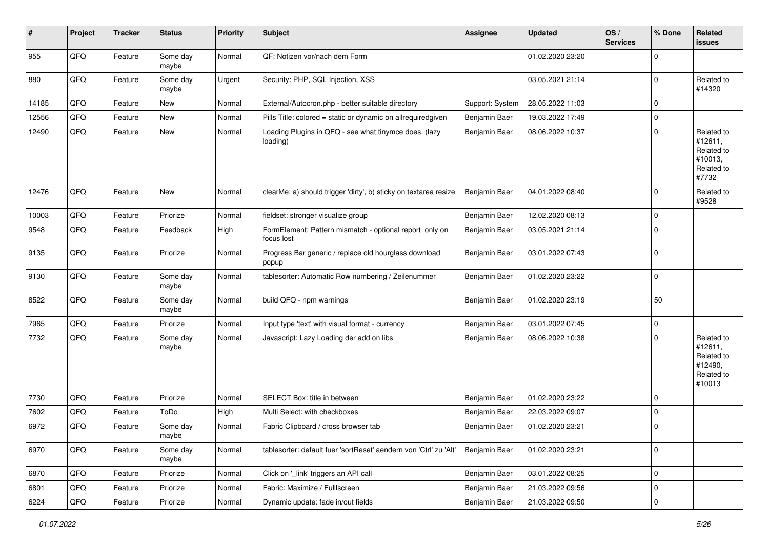| # | Project | Tracker | Status | Priority | Subject | Assignee | Updated | OS / Services | % Done | Related issues |
|---|---|---|---|---|---|---|---|---|---|---|
| 955 | QFQ | Feature | Some day maybe | Normal | QF: Notizen vor/nach dem Form | | 01.02.2020 23:20 | | 0 | |
| 880 | QFQ | Feature | Some day maybe | Urgent | Security: PHP, SQL Injection, XSS | | 03.05.2021 21:14 | | 0 | Related to #14320 |
| 14185 | QFQ | Feature | New | Normal | External/Autocron.php - better suitable directory | Support: System | 28.05.2022 11:03 | | 0 | |
| 12556 | QFQ | Feature | New | Normal | Pills Title: colored = static or dynamic on allrequiredgiven | Benjamin Baer | 19.03.2022 17:49 | | 0 | |
| 12490 | QFQ | Feature | New | Normal | Loading Plugins in QFQ - see what tinymce does. (lazy loading) | Benjamin Baer | 08.06.2022 10:37 | | 0 | Related to #12611, Related to #10013, Related to #7732 |
| 12476 | QFQ | Feature | New | Normal | clearMe: a) should trigger 'dirty', b) sticky on textarea resize | Benjamin Baer | 04.01.2022 08:40 | | 0 | Related to #9528 |
| 10003 | QFQ | Feature | Priorize | Normal | fieldset: stronger visualize group | Benjamin Baer | 12.02.2020 08:13 | | 0 | |
| 9548 | QFQ | Feature | Feedback | High | FormElement: Pattern mismatch - optional report only on focus lost | Benjamin Baer | 03.05.2021 21:14 | | 0 | |
| 9135 | QFQ | Feature | Priorize | Normal | Progress Bar generic / replace old hourglass download popup | Benjamin Baer | 03.01.2022 07:43 | | 0 | |
| 9130 | QFQ | Feature | Some day maybe | Normal | tablesorter: Automatic Row numbering / Zeilenummer | Benjamin Baer | 01.02.2020 23:22 | | 0 | |
| 8522 | QFQ | Feature | Some day maybe | Normal | build QFQ - npm warnings | Benjamin Baer | 01.02.2020 23:19 | | 50 | |
| 7965 | QFQ | Feature | Priorize | Normal | Input type 'text' with visual format - currency | Benjamin Baer | 03.01.2022 07:45 | | 0 | |
| 7732 | QFQ | Feature | Some day maybe | Normal | Javascript: Lazy Loading der add on libs | Benjamin Baer | 08.06.2022 10:38 | | 0 | Related to #12611, Related to #12490, Related to #10013 |
| 7730 | QFQ | Feature | Priorize | Normal | SELECT Box: title in between | Benjamin Baer | 01.02.2020 23:22 | | 0 | |
| 7602 | QFQ | Feature | ToDo | High | Multi Select: with checkboxes | Benjamin Baer | 22.03.2022 09:07 | | 0 | |
| 6972 | QFQ | Feature | Some day maybe | Normal | Fabric Clipboard / cross browser tab | Benjamin Baer | 01.02.2020 23:21 | | 0 | |
| 6970 | QFQ | Feature | Some day maybe | Normal | tablesorter: default fuer 'sortReset' aendern von 'Ctrl' zu 'Alt' | Benjamin Baer | 01.02.2020 23:21 | | 0 | |
| 6870 | QFQ | Feature | Priorize | Normal | Click on '_link' triggers an API call | Benjamin Baer | 03.01.2022 08:25 | | 0 | |
| 6801 | QFQ | Feature | Priorize | Normal | Fabric: Maximize / Fulllscreen | Benjamin Baer | 21.03.2022 09:56 | | 0 | |
| 6224 | QFQ | Feature | Priorize | Normal | Dynamic update: fade in/out fields | Benjamin Baer | 21.03.2022 09:50 | | 0 | |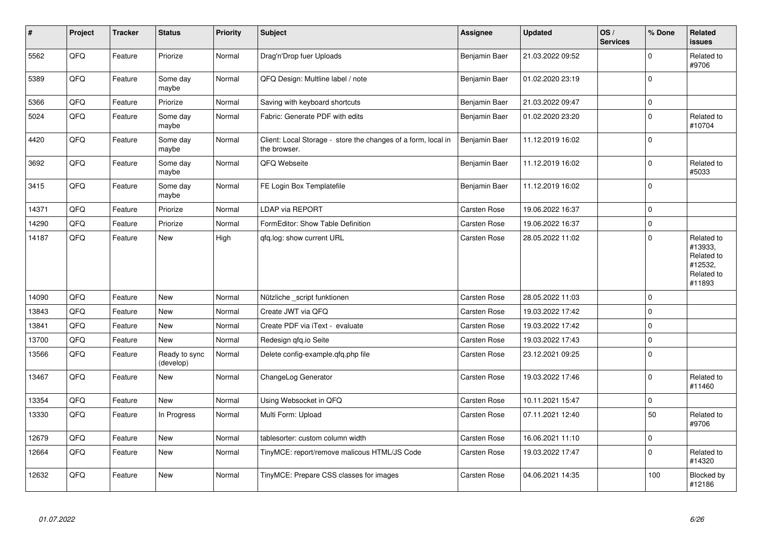| # | Project | Tracker | Status | Priority | Subject | Assignee | Updated | OS / Services | % Done | Related issues |
|---|---|---|---|---|---|---|---|---|---|---|
| 5562 | QFQ | Feature | Priorize | Normal | Drag'n'Drop fuer Uploads | Benjamin Baer | 21.03.2022 09:52 | | 0 | Related to #9706 |
| 5389 | QFQ | Feature | Some day maybe | Normal | QFQ Design: Multline label / note | Benjamin Baer | 01.02.2020 23:19 | | 0 | |
| 5366 | QFQ | Feature | Priorize | Normal | Saving with keyboard shortcuts | Benjamin Baer | 21.03.2022 09:47 | | 0 | |
| 5024 | QFQ | Feature | Some day maybe | Normal | Fabric: Generate PDF with edits | Benjamin Baer | 01.02.2020 23:20 | | 0 | Related to #10704 |
| 4420 | QFQ | Feature | Some day maybe | Normal | Client: Local Storage - store the changes of a form, local in the browser. | Benjamin Baer | 11.12.2019 16:02 | | 0 | |
| 3692 | QFQ | Feature | Some day maybe | Normal | QFQ Webseite | Benjamin Baer | 11.12.2019 16:02 | | 0 | Related to #5033 |
| 3415 | QFQ | Feature | Some day maybe | Normal | FE Login Box Templatefile | Benjamin Baer | 11.12.2019 16:02 | | 0 | |
| 14371 | QFQ | Feature | Priorize | Normal | LDAP via REPORT | Carsten Rose | 19.06.2022 16:37 | | 0 | |
| 14290 | QFQ | Feature | Priorize | Normal | FormEditor: Show Table Definition | Carsten Rose | 19.06.2022 16:37 | | 0 | |
| 14187 | QFQ | Feature | New | High | qfq.log: show current URL | Carsten Rose | 28.05.2022 11:02 | | 0 | Related to #13933, Related to #12532, Related to #11893 |
| 14090 | QFQ | Feature | New | Normal | Nützliche _script funktionen | Carsten Rose | 28.05.2022 11:03 | | 0 | |
| 13843 | QFQ | Feature | New | Normal | Create JWT via QFQ | Carsten Rose | 19.03.2022 17:42 | | 0 | |
| 13841 | QFQ | Feature | New | Normal | Create PDF via iText - evaluate | Carsten Rose | 19.03.2022 17:42 | | 0 | |
| 13700 | QFQ | Feature | New | Normal | Redesign qfq.io Seite | Carsten Rose | 19.03.2022 17:43 | | 0 | |
| 13566 | QFQ | Feature | Ready to sync (develop) | Normal | Delete config-example.qfq.php file | Carsten Rose | 23.12.2021 09:25 | | 0 | |
| 13467 | QFQ | Feature | New | Normal | ChangeLog Generator | Carsten Rose | 19.03.2022 17:46 | | 0 | Related to #11460 |
| 13354 | QFQ | Feature | New | Normal | Using Websocket in QFQ | Carsten Rose | 10.11.2021 15:47 | | 0 | |
| 13330 | QFQ | Feature | In Progress | Normal | Multi Form: Upload | Carsten Rose | 07.11.2021 12:40 | | 50 | Related to #9706 |
| 12679 | QFQ | Feature | New | Normal | tablesorter: custom column width | Carsten Rose | 16.06.2021 11:10 | | 0 | |
| 12664 | QFQ | Feature | New | Normal | TinyMCE: report/remove malicous HTML/JS Code | Carsten Rose | 19.03.2022 17:47 | | 0 | Related to #14320 |
| 12632 | QFQ | Feature | New | Normal | TinyMCE: Prepare CSS classes for images | Carsten Rose | 04.06.2021 14:35 | | 100 | Blocked by #12186 |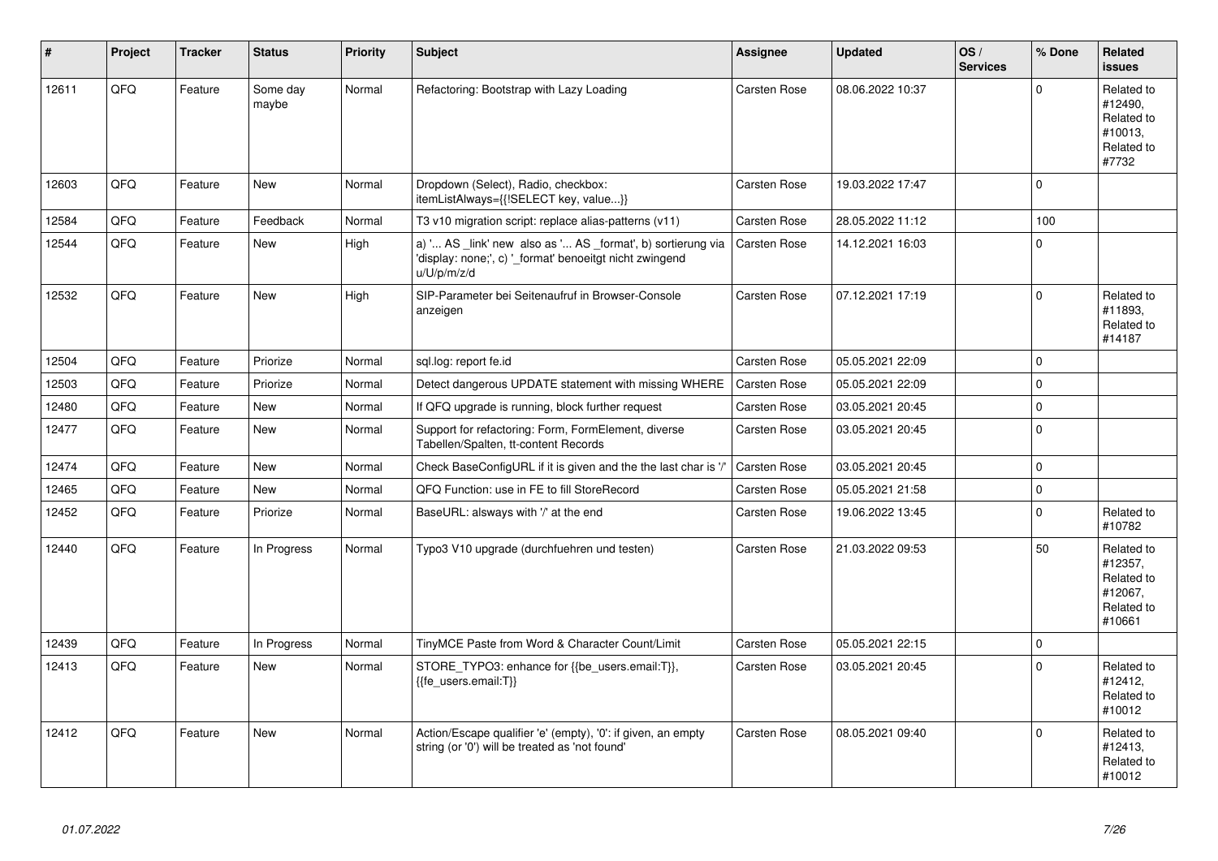| # | Project | Tracker | Status | Priority | Subject | Assignee | Updated | OS / Services | % Done | Related issues |
|---|---|---|---|---|---|---|---|---|---|---|
| 12611 | QFQ | Feature | Some day maybe | Normal | Refactoring: Bootstrap with Lazy Loading | Carsten Rose | 08.06.2022 10:37 | | 0 | Related to #12490, Related to #10013, Related to #7732 |
| 12603 | QFQ | Feature | New | Normal | Dropdown (Select), Radio, checkbox: itemListAlways={{!SELECT key, value...}} | Carsten Rose | 19.03.2022 17:47 | | 0 | |
| 12584 | QFQ | Feature | Feedback | Normal | T3 v10 migration script: replace alias-patterns (v11) | Carsten Rose | 28.05.2022 11:12 | | 100 | |
| 12544 | QFQ | Feature | New | High | a) '... AS _link' new also as '... AS _format', b) sortierung via 'display: none;', c) '_format' benoeitgt nicht zwingend u/U/p/m/z/d | Carsten Rose | 14.12.2021 16:03 | | 0 | |
| 12532 | QFQ | Feature | New | High | SIP-Parameter bei Seitenaufruf in Browser-Console anzeigen | Carsten Rose | 07.12.2021 17:19 | | 0 | Related to #11893, Related to #14187 |
| 12504 | QFQ | Feature | Priorize | Normal | sql.log: report fe.id | Carsten Rose | 05.05.2021 22:09 | | 0 | |
| 12503 | QFQ | Feature | Priorize | Normal | Detect dangerous UPDATE statement with missing WHERE | Carsten Rose | 05.05.2021 22:09 | | 0 | |
| 12480 | QFQ | Feature | New | Normal | If QFQ upgrade is running, block further request | Carsten Rose | 03.05.2021 20:45 | | 0 | |
| 12477 | QFQ | Feature | New | Normal | Support for refactoring: Form, FormElement, diverse Tabellen/Spalten, tt-content Records | Carsten Rose | 03.05.2021 20:45 | | 0 | |
| 12474 | QFQ | Feature | New | Normal | Check BaseConfigURL if it is given and the the last char is '/' | Carsten Rose | 03.05.2021 20:45 | | 0 | |
| 12465 | QFQ | Feature | New | Normal | QFQ Function: use in FE to fill StoreRecord | Carsten Rose | 05.05.2021 21:58 | | 0 | |
| 12452 | QFQ | Feature | Priorize | Normal | BaseURL: alsways with '/' at the end | Carsten Rose | 19.06.2022 13:45 | | 0 | Related to #10782 |
| 12440 | QFQ | Feature | In Progress | Normal | Typo3 V10 upgrade (durchfuehren und testen) | Carsten Rose | 21.03.2022 09:53 | | 50 | Related to #12357, Related to #12067, Related to #10661 |
| 12439 | QFQ | Feature | In Progress | Normal | TinyMCE Paste from Word & Character Count/Limit | Carsten Rose | 05.05.2021 22:15 | | 0 | |
| 12413 | QFQ | Feature | New | Normal | STORE_TYPO3: enhance for {{be_users.email:T}}, {{fe_users.email:T}} | Carsten Rose | 03.05.2021 20:45 | | 0 | Related to #12412, Related to #10012 |
| 12412 | QFQ | Feature | New | Normal | Action/Escape qualifier 'e' (empty), '0': if given, an empty string (or '0') will be treated as 'not found' | Carsten Rose | 08.05.2021 09:40 | | 0 | Related to #12413, Related to #10012 |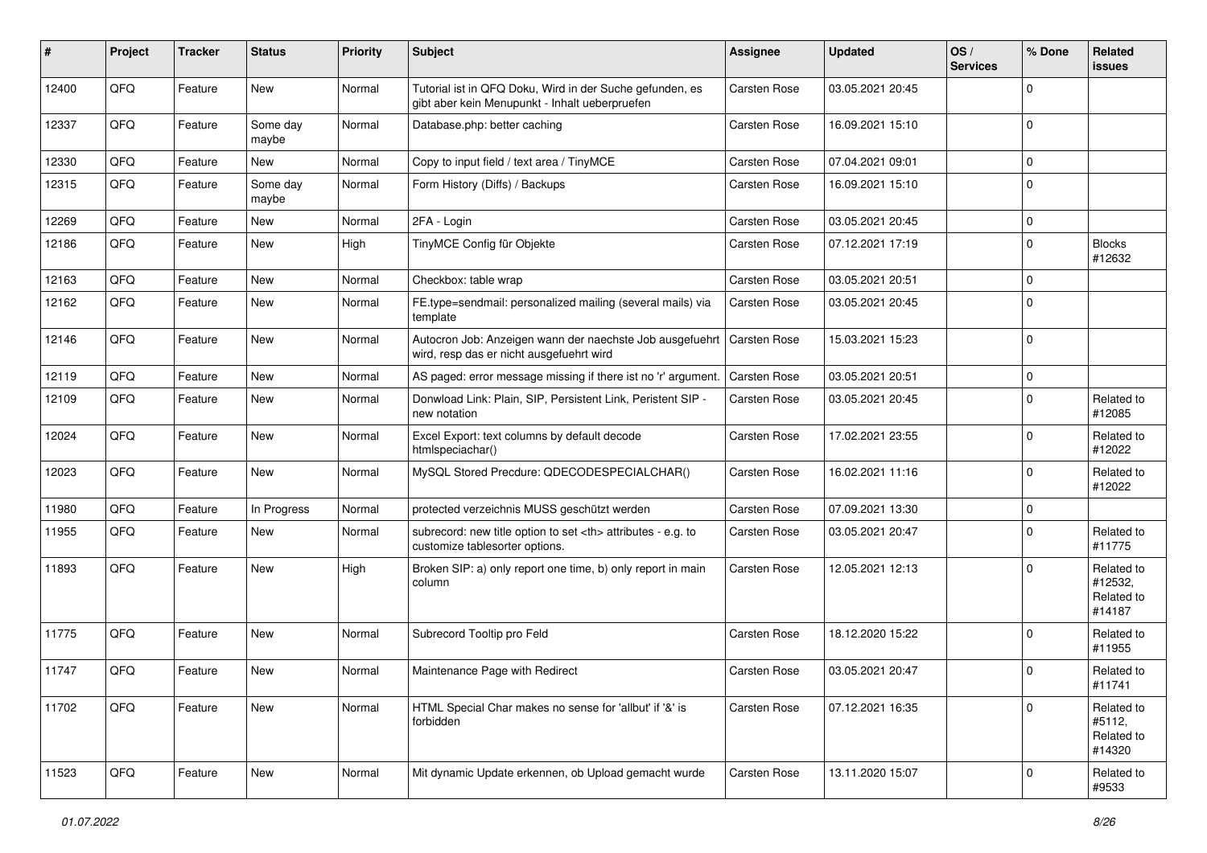| # | Project | Tracker | Status | Priority | Subject | Assignee | Updated | OS / Services | % Done | Related issues |
|---|---|---|---|---|---|---|---|---|---|---|
| 12400 | QFQ | Feature | New | Normal | Tutorial ist in QFQ Doku, Wird in der Suche gefunden, es gibt aber kein Menupunkt - Inhalt ueberpruefen | Carsten Rose | 03.05.2021 20:45 | | 0 | |
| 12337 | QFQ | Feature | Some day maybe | Normal | Database.php: better caching | Carsten Rose | 16.09.2021 15:10 | | 0 | |
| 12330 | QFQ | Feature | New | Normal | Copy to input field / text area / TinyMCE | Carsten Rose | 07.04.2021 09:01 | | 0 | |
| 12315 | QFQ | Feature | Some day maybe | Normal | Form History (Diffs) / Backups | Carsten Rose | 16.09.2021 15:10 | | 0 | |
| 12269 | QFQ | Feature | New | Normal | 2FA - Login | Carsten Rose | 03.05.2021 20:45 | | 0 | |
| 12186 | QFQ | Feature | New | High | TinyMCE Config für Objekte | Carsten Rose | 07.12.2021 17:19 | | 0 | Blocks #12632 |
| 12163 | QFQ | Feature | New | Normal | Checkbox: table wrap | Carsten Rose | 03.05.2021 20:51 | | 0 | |
| 12162 | QFQ | Feature | New | Normal | FE.type=sendmail: personalized mailing (several mails) via template | Carsten Rose | 03.05.2021 20:45 | | 0 | |
| 12146 | QFQ | Feature | New | Normal | Autocron Job: Anzeigen wann der naechste Job ausgefuehrt wird, resp das er nicht ausgefuehrt wird | Carsten Rose | 15.03.2021 15:23 | | 0 | |
| 12119 | QFQ | Feature | New | Normal | AS paged: error message missing if there ist no 'r' argument. | Carsten Rose | 03.05.2021 20:51 | | 0 | |
| 12109 | QFQ | Feature | New | Normal | Donwload Link: Plain, SIP, Persistent Link, Peristent SIP - new notation | Carsten Rose | 03.05.2021 20:45 | | 0 | Related to #12085 |
| 12024 | QFQ | Feature | New | Normal | Excel Export: text columns by default decode htmlspeciachar() | Carsten Rose | 17.02.2021 23:55 | | 0 | Related to #12022 |
| 12023 | QFQ | Feature | New | Normal | MySQL Stored Precdure: QDECODESPECIALCHAR() | Carsten Rose | 16.02.2021 11:16 | | 0 | Related to #12022 |
| 11980 | QFQ | Feature | In Progress | Normal | protected verzeichnis MUSS geschützt werden | Carsten Rose | 07.09.2021 13:30 | | 0 | |
| 11955 | QFQ | Feature | New | Normal | subrecord: new title option to set <th> attributes - e.g. to customize tablesorter options. | Carsten Rose | 03.05.2021 20:47 | | 0 | Related to #11775 |
| 11893 | QFQ | Feature | New | High | Broken SIP: a) only report one time, b) only report in main column | Carsten Rose | 12.05.2021 12:13 | | 0 | Related to #12532, Related to #14187 |
| 11775 | QFQ | Feature | New | Normal | Subrecord Tooltip pro Feld | Carsten Rose | 18.12.2020 15:22 | | 0 | Related to #11955 |
| 11747 | QFQ | Feature | New | Normal | Maintenance Page with Redirect | Carsten Rose | 03.05.2021 20:47 | | 0 | Related to #11741 |
| 11702 | QFQ | Feature | New | Normal | HTML Special Char makes no sense for 'allbut' if '&' is forbidden | Carsten Rose | 07.12.2021 16:35 | | 0 | Related to #5112, Related to #14320 |
| 11523 | QFQ | Feature | New | Normal | Mit dynamic Update erkennen, ob Upload gemacht wurde | Carsten Rose | 13.11.2020 15:07 | | 0 | Related to #9533 |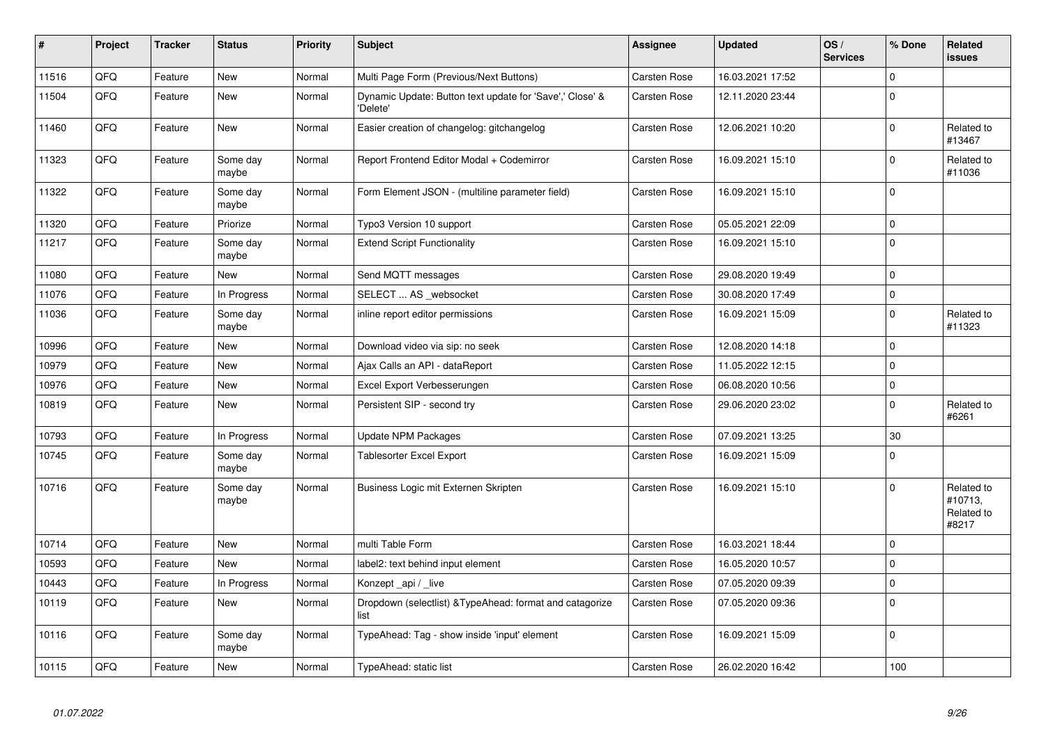| # | Project | Tracker | Status | Priority | Subject | Assignee | Updated | OS / Services | % Done | Related issues |
|---|---|---|---|---|---|---|---|---|---|---|
| 11516 | QFQ | Feature | New | Normal | Multi Page Form (Previous/Next Buttons) | Carsten Rose | 16.03.2021 17:52 | | 0 | |
| 11504 | QFQ | Feature | New | Normal | Dynamic Update: Button text update for 'Save',' Close' & 'Delete' | Carsten Rose | 12.11.2020 23:44 | | 0 | |
| 11460 | QFQ | Feature | New | Normal | Easier creation of changelog: gitchangelog | Carsten Rose | 12.06.2021 10:20 | | 0 | Related to #13467 |
| 11323 | QFQ | Feature | Some day maybe | Normal | Report Frontend Editor Modal + Codemirror | Carsten Rose | 16.09.2021 15:10 | | 0 | Related to #11036 |
| 11322 | QFQ | Feature | Some day maybe | Normal | Form Element JSON - (multiline parameter field) | Carsten Rose | 16.09.2021 15:10 | | 0 | |
| 11320 | QFQ | Feature | Priorize | Normal | Typo3 Version 10 support | Carsten Rose | 05.05.2021 22:09 | | 0 | |
| 11217 | QFQ | Feature | Some day maybe | Normal | Extend Script Functionality | Carsten Rose | 16.09.2021 15:10 | | 0 | |
| 11080 | QFQ | Feature | New | Normal | Send MQTT messages | Carsten Rose | 29.08.2020 19:49 | | 0 | |
| 11076 | QFQ | Feature | In Progress | Normal | SELECT ... AS _websocket | Carsten Rose | 30.08.2020 17:49 | | 0 | |
| 11036 | QFQ | Feature | Some day maybe | Normal | inline report editor permissions | Carsten Rose | 16.09.2021 15:09 | | 0 | Related to #11323 |
| 10996 | QFQ | Feature | New | Normal | Download video via sip: no seek | Carsten Rose | 12.08.2020 14:18 | | 0 | |
| 10979 | QFQ | Feature | New | Normal | Ajax Calls an API - dataReport | Carsten Rose | 11.05.2022 12:15 | | 0 | |
| 10976 | QFQ | Feature | New | Normal | Excel Export Verbesserungen | Carsten Rose | 06.08.2020 10:56 | | 0 | |
| 10819 | QFQ | Feature | New | Normal | Persistent SIP - second try | Carsten Rose | 29.06.2020 23:02 | | 0 | Related to #6261 |
| 10793 | QFQ | Feature | In Progress | Normal | Update NPM Packages | Carsten Rose | 07.09.2021 13:25 | | 30 | |
| 10745 | QFQ | Feature | Some day maybe | Normal | Tablesorter Excel Export | Carsten Rose | 16.09.2021 15:09 | | 0 | |
| 10716 | QFQ | Feature | Some day maybe | Normal | Business Logic mit Externen Skripten | Carsten Rose | 16.09.2021 15:10 | | 0 | Related to #10713, Related to #8217 |
| 10714 | QFQ | Feature | New | Normal | multi Table Form | Carsten Rose | 16.03.2021 18:44 | | 0 | |
| 10593 | QFQ | Feature | New | Normal | label2: text behind input element | Carsten Rose | 16.05.2020 10:57 | | 0 | |
| 10443 | QFQ | Feature | In Progress | Normal | Konzept _api / _live | Carsten Rose | 07.05.2020 09:39 | | 0 | |
| 10119 | QFQ | Feature | New | Normal | Dropdown (selectlist) &TypeAhead: format and catagorize list | Carsten Rose | 07.05.2020 09:36 | | 0 | |
| 10116 | QFQ | Feature | Some day maybe | Normal | TypeAhead: Tag - show inside 'input' element | Carsten Rose | 16.09.2021 15:09 | | 0 | |
| 10115 | QFQ | Feature | New | Normal | TypeAhead: static list | Carsten Rose | 26.02.2020 16:42 | | 100 | |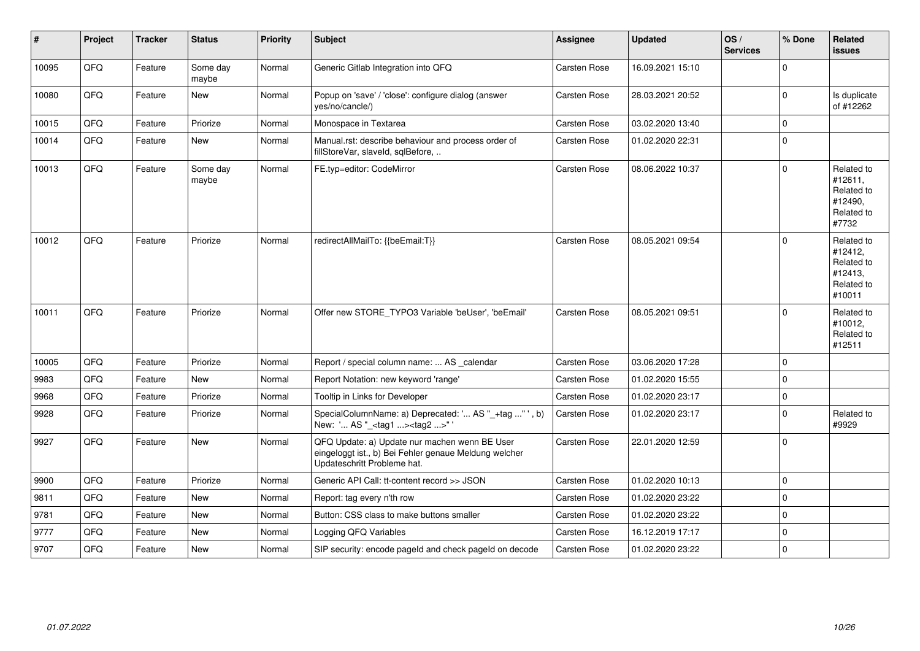| # | Project | Tracker | Status | Priority | Subject | Assignee | Updated | OS / Services | % Done | Related issues |
|---|---|---|---|---|---|---|---|---|---|---|
| 10095 | QFQ | Feature | Some day maybe | Normal | Generic Gitlab Integration into QFQ | Carsten Rose | 16.09.2021 15:10 | | 0 | |
| 10080 | QFQ | Feature | New | Normal | Popup on 'save' / 'close': configure dialog (answer yes/no/cancle/) | Carsten Rose | 28.03.2021 20:52 | | 0 | Is duplicate of #12262 |
| 10015 | QFQ | Feature | Priorize | Normal | Monospace in Textarea | Carsten Rose | 03.02.2020 13:40 | | 0 | |
| 10014 | QFQ | Feature | New | Normal | Manual.rst: describe behaviour and process order of fillStoreVar, slaveId, sqlBefore, .. | Carsten Rose | 01.02.2020 22:31 | | 0 | |
| 10013 | QFQ | Feature | Some day maybe | Normal | FE.typ=editor: CodeMirror | Carsten Rose | 08.06.2022 10:37 | | 0 | Related to #12611, Related to #12490, Related to #7732 |
| 10012 | QFQ | Feature | Priorize | Normal | redirectAllMailTo: {{beEmail:T}} | Carsten Rose | 08.05.2021 09:54 | | 0 | Related to #12412, Related to #12413, Related to #10011 |
| 10011 | QFQ | Feature | Priorize | Normal | Offer new STORE_TYPO3 Variable 'beUser', 'beEmail' | Carsten Rose | 08.05.2021 09:51 | | 0 | Related to #10012, Related to #12511 |
| 10005 | QFQ | Feature | Priorize | Normal | Report / special column name: ... AS _calendar | Carsten Rose | 03.06.2020 17:28 | | 0 | |
| 9983 | QFQ | Feature | New | Normal | Report Notation: new keyword 'range' | Carsten Rose | 01.02.2020 15:55 | | 0 | |
| 9968 | QFQ | Feature | Priorize | Normal | Tooltip in Links for Developer | Carsten Rose | 01.02.2020 23:17 | | 0 | |
| 9928 | QFQ | Feature | Priorize | Normal | SpecialColumnName: a) Deprecated: '... AS "_+tag ..." ', b) New: '... AS "_<tag1 ...><tag2 ...>" ' | Carsten Rose | 01.02.2020 23:17 | | 0 | Related to #9929 |
| 9927 | QFQ | Feature | New | Normal | QFQ Update: a) Update nur machen wenn BE User eingeloggt ist., b) Bei Fehler genaue Meldung welcher Updateschritt Probleme hat. | Carsten Rose | 22.01.2020 12:59 | | 0 | |
| 9900 | QFQ | Feature | Priorize | Normal | Generic API Call: tt-content record >> JSON | Carsten Rose | 01.02.2020 10:13 | | 0 | |
| 9811 | QFQ | Feature | New | Normal | Report: tag every n'th row | Carsten Rose | 01.02.2020 23:22 | | 0 | |
| 9781 | QFQ | Feature | New | Normal | Button: CSS class to make buttons smaller | Carsten Rose | 01.02.2020 23:22 | | 0 | |
| 9777 | QFQ | Feature | New | Normal | Logging QFQ Variables | Carsten Rose | 16.12.2019 17:17 | | 0 | |
| 9707 | QFQ | Feature | New | Normal | SIP security: encode pageId and check pageId on decode | Carsten Rose | 01.02.2020 23:22 | | 0 | |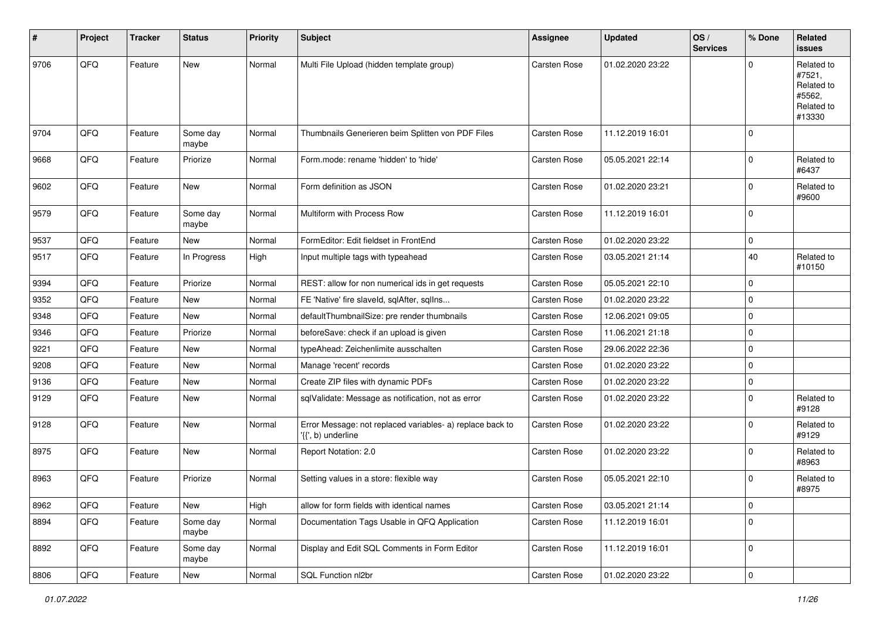| # | Project | Tracker | Status | Priority | Subject | Assignee | Updated | OS / Services | % Done | Related issues |
|---|---|---|---|---|---|---|---|---|---|---|
| 9706 | QFQ | Feature | New | Normal | Multi File Upload (hidden template group) | Carsten Rose | 01.02.2020 23:22 | | 0 | Related to #7521, Related to #5562, Related to #13330 |
| 9704 | QFQ | Feature | Some day maybe | Normal | Thumbnails Generieren beim Splitten von PDF Files | Carsten Rose | 11.12.2019 16:01 | | 0 | |
| 9668 | QFQ | Feature | Priorize | Normal | Form.mode: rename 'hidden' to 'hide' | Carsten Rose | 05.05.2021 22:14 | | 0 | Related to #6437 |
| 9602 | QFQ | Feature | New | Normal | Form definition as JSON | Carsten Rose | 01.02.2020 23:21 | | 0 | Related to #9600 |
| 9579 | QFQ | Feature | Some day maybe | Normal | Multiform with Process Row | Carsten Rose | 11.12.2019 16:01 | | 0 | |
| 9537 | QFQ | Feature | New | Normal | FormEditor: Edit fieldset in FrontEnd | Carsten Rose | 01.02.2020 23:22 | | 0 | |
| 9517 | QFQ | Feature | In Progress | High | Input multiple tags with typeahead | Carsten Rose | 03.05.2021 21:14 | | 40 | Related to #10150 |
| 9394 | QFQ | Feature | Priorize | Normal | REST: allow for non numerical ids in get requests | Carsten Rose | 05.05.2021 22:10 | | 0 | |
| 9352 | QFQ | Feature | New | Normal | FE 'Native' fire slaveId, sqlAfter, sqlIns... | Carsten Rose | 01.02.2020 23:22 | | 0 | |
| 9348 | QFQ | Feature | New | Normal | defaultThumbnailSize: pre render thumbnails | Carsten Rose | 12.06.2021 09:05 | | 0 | |
| 9346 | QFQ | Feature | Priorize | Normal | beforeSave: check if an upload is given | Carsten Rose | 11.06.2021 21:18 | | 0 | |
| 9221 | QFQ | Feature | New | Normal | typeAhead: Zeichenlimite ausschalten | Carsten Rose | 29.06.2022 22:36 | | 0 | |
| 9208 | QFQ | Feature | New | Normal | Manage 'recent' records | Carsten Rose | 01.02.2020 23:22 | | 0 | |
| 9136 | QFQ | Feature | New | Normal | Create ZIP files with dynamic PDFs | Carsten Rose | 01.02.2020 23:22 | | 0 | |
| 9129 | QFQ | Feature | New | Normal | sqlValidate: Message as notification, not as error | Carsten Rose | 01.02.2020 23:22 | | 0 | Related to #9128 |
| 9128 | QFQ | Feature | New | Normal | Error Message: not replaced variables- a) replace back to '{{', b) underline | Carsten Rose | 01.02.2020 23:22 | | 0 | Related to #9129 |
| 8975 | QFQ | Feature | New | Normal | Report Notation: 2.0 | Carsten Rose | 01.02.2020 23:22 | | 0 | Related to #8963 |
| 8963 | QFQ | Feature | Priorize | Normal | Setting values in a store: flexible way | Carsten Rose | 05.05.2021 22:10 | | 0 | Related to #8975 |
| 8962 | QFQ | Feature | New | High | allow for form fields with identical names | Carsten Rose | 03.05.2021 21:14 | | 0 | |
| 8894 | QFQ | Feature | Some day maybe | Normal | Documentation Tags Usable in QFQ Application | Carsten Rose | 11.12.2019 16:01 | | 0 | |
| 8892 | QFQ | Feature | Some day maybe | Normal | Display and Edit SQL Comments in Form Editor | Carsten Rose | 11.12.2019 16:01 | | 0 | |
| 8806 | QFQ | Feature | New | Normal | SQL Function nl2br | Carsten Rose | 01.02.2020 23:22 | | 0 | |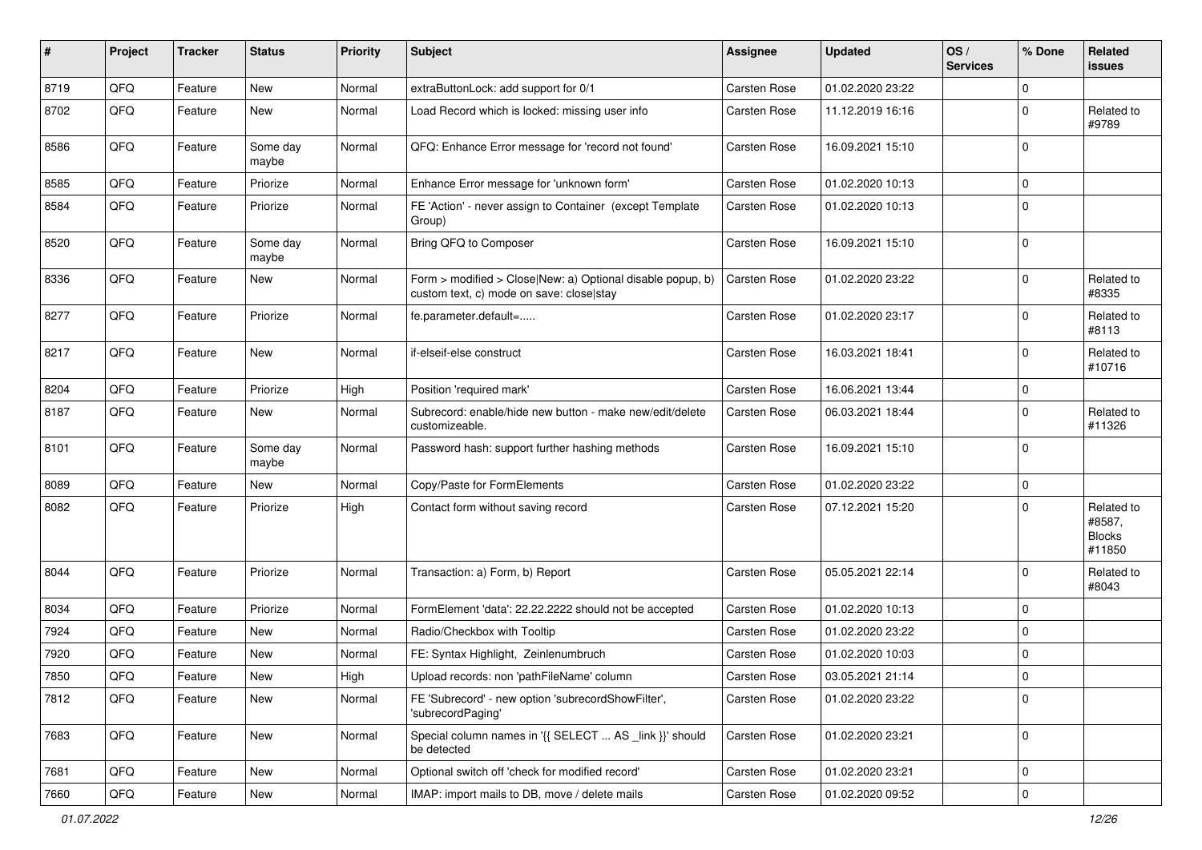| # | Project | Tracker | Status | Priority | Subject | Assignee | Updated | OS / Services | % Done | Related issues |
|---|---|---|---|---|---|---|---|---|---|---|
| 8719 | QFQ | Feature | New | Normal | extraButtonLock: add support for 0/1 | Carsten Rose | 01.02.2020 23:22 | | 0 | |
| 8702 | QFQ | Feature | New | Normal | Load Record which is locked: missing user info | Carsten Rose | 11.12.2019 16:16 | | 0 | Related to #9789 |
| 8586 | QFQ | Feature | Some day maybe | Normal | QFQ: Enhance Error message for 'record not found' | Carsten Rose | 16.09.2021 15:10 | | 0 | |
| 8585 | QFQ | Feature | Priorize | Normal | Enhance Error message for 'unknown form' | Carsten Rose | 01.02.2020 10:13 | | 0 | |
| 8584 | QFQ | Feature | Priorize | Normal | FE 'Action' - never assign to Container (except Template Group) | Carsten Rose | 01.02.2020 10:13 | | 0 | |
| 8520 | QFQ | Feature | Some day maybe | Normal | Bring QFQ to Composer | Carsten Rose | 16.09.2021 15:10 | | 0 | |
| 8336 | QFQ | Feature | New | Normal | Form > modified > Close\|New: a) Optional disable popup, b) custom text, c) mode on save: close\|stay | Carsten Rose | 01.02.2020 23:22 | | 0 | Related to #8335 |
| 8277 | QFQ | Feature | Priorize | Normal | fe.parameter.default=..... | Carsten Rose | 01.02.2020 23:17 | | 0 | Related to #8113 |
| 8217 | QFQ | Feature | New | Normal | if-elseif-else construct | Carsten Rose | 16.03.2021 18:41 | | 0 | Related to #10716 |
| 8204 | QFQ | Feature | Priorize | High | Position 'required mark' | Carsten Rose | 16.06.2021 13:44 | | 0 | |
| 8187 | QFQ | Feature | New | Normal | Subrecord: enable/hide new button - make new/edit/delete customizeable. | Carsten Rose | 06.03.2021 18:44 | | 0 | Related to #11326 |
| 8101 | QFQ | Feature | Some day maybe | Normal | Password hash: support further hashing methods | Carsten Rose | 16.09.2021 15:10 | | 0 | |
| 8089 | QFQ | Feature | New | Normal | Copy/Paste for FormElements | Carsten Rose | 01.02.2020 23:22 | | 0 | |
| 8082 | QFQ | Feature | Priorize | High | Contact form without saving record | Carsten Rose | 07.12.2021 15:20 | | 0 | Related to #8587, Blocks #11850 |
| 8044 | QFQ | Feature | Priorize | Normal | Transaction: a) Form, b) Report | Carsten Rose | 05.05.2021 22:14 | | 0 | Related to #8043 |
| 8034 | QFQ | Feature | Priorize | Normal | FormElement 'data': 22.22.2222 should not be accepted | Carsten Rose | 01.02.2020 10:13 | | 0 | |
| 7924 | QFQ | Feature | New | Normal | Radio/Checkbox with Tooltip | Carsten Rose | 01.02.2020 23:22 | | 0 | |
| 7920 | QFQ | Feature | New | Normal | FE: Syntax Highlight, Zeinlenumbruch | Carsten Rose | 01.02.2020 10:03 | | 0 | |
| 7850 | QFQ | Feature | New | High | Upload records: non 'pathFileName' column | Carsten Rose | 03.05.2021 21:14 | | 0 | |
| 7812 | QFQ | Feature | New | Normal | FE 'Subrecord' - new option 'subrecordShowFilter', 'subrecordPaging' | Carsten Rose | 01.02.2020 23:22 | | 0 | |
| 7683 | QFQ | Feature | New | Normal | Special column names in '{{ SELECT ... AS _link }}' should be detected | Carsten Rose | 01.02.2020 23:21 | | 0 | |
| 7681 | QFQ | Feature | New | Normal | Optional switch off 'check for modified record' | Carsten Rose | 01.02.2020 23:21 | | 0 | |
| 7660 | QFQ | Feature | New | Normal | IMAP: import mails to DB, move / delete mails | Carsten Rose | 01.02.2020 09:52 | | 0 | |

*01.07.2022*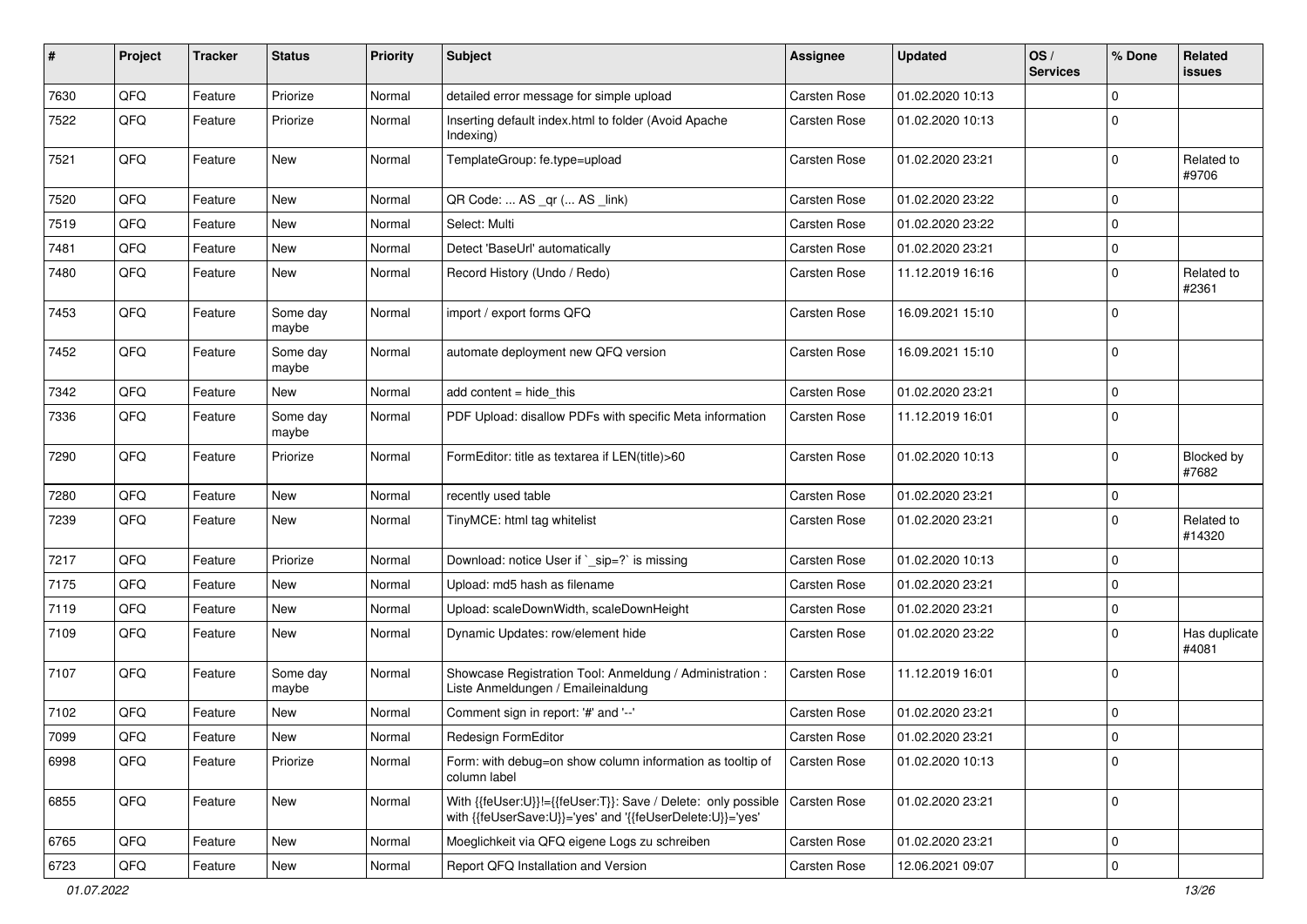| # | Project | Tracker | Status | Priority | Subject | Assignee | Updated | OS / Services | % Done | Related issues |
|---|---|---|---|---|---|---|---|---|---|---|
| 7630 | QFQ | Feature | Priorize | Normal | detailed error message for simple upload | Carsten Rose | 01.02.2020 10:13 | | 0 | |
| 7522 | QFQ | Feature | Priorize | Normal | Inserting default index.html to folder (Avoid Apache Indexing) | Carsten Rose | 01.02.2020 10:13 | | 0 | |
| 7521 | QFQ | Feature | New | Normal | TemplateGroup: fe.type=upload | Carsten Rose | 01.02.2020 23:21 | | 0 | Related to #9706 |
| 7520 | QFQ | Feature | New | Normal | QR Code: ... AS _qr ( ... AS _link) | Carsten Rose | 01.02.2020 23:22 | | 0 | |
| 7519 | QFQ | Feature | New | Normal | Select: Multi | Carsten Rose | 01.02.2020 23:22 | | 0 | |
| 7481 | QFQ | Feature | New | Normal | Detect 'BaseUrl' automatically | Carsten Rose | 01.02.2020 23:21 | | 0 | |
| 7480 | QFQ | Feature | New | Normal | Record History (Undo / Redo) | Carsten Rose | 11.12.2019 16:16 | | 0 | Related to #2361 |
| 7453 | QFQ | Feature | Some day maybe | Normal | import / export forms QFQ | Carsten Rose | 16.09.2021 15:10 | | 0 | |
| 7452 | QFQ | Feature | Some day maybe | Normal | automate deployment new QFQ version | Carsten Rose | 16.09.2021 15:10 | | 0 | |
| 7342 | QFQ | Feature | New | Normal | add content = hide_this | Carsten Rose | 01.02.2020 23:21 | | 0 | |
| 7336 | QFQ | Feature | Some day maybe | Normal | PDF Upload: disallow PDFs with specific Meta information | Carsten Rose | 11.12.2019 16:01 | | 0 | |
| 7290 | QFQ | Feature | Priorize | Normal | FormEditor: title as textarea if LEN(title)>60 | Carsten Rose | 01.02.2020 10:13 | | 0 | Blocked by #7682 |
| 7280 | QFQ | Feature | New | Normal | recently used table | Carsten Rose | 01.02.2020 23:21 | | 0 | |
| 7239 | QFQ | Feature | New | Normal | TinyMCE: html tag whitelist | Carsten Rose | 01.02.2020 23:21 | | 0 | Related to #14320 |
| 7217 | QFQ | Feature | Priorize | Normal | Download: notice User if `_sip=?` is missing | Carsten Rose | 01.02.2020 10:13 | | 0 | |
| 7175 | QFQ | Feature | New | Normal | Upload: md5 hash as filename | Carsten Rose | 01.02.2020 23:21 | | 0 | |
| 7119 | QFQ | Feature | New | Normal | Upload: scaleDownWidth, scaleDownHeight | Carsten Rose | 01.02.2020 23:21 | | 0 | |
| 7109 | QFQ | Feature | New | Normal | Dynamic Updates: row/element hide | Carsten Rose | 01.02.2020 23:22 | | 0 | Has duplicate #4081 |
| 7107 | QFQ | Feature | Some day maybe | Normal | Showcase Registration Tool: Anmeldung / Administration : Liste Anmeldungen / Emaileinaldung | Carsten Rose | 11.12.2019 16:01 | | 0 | |
| 7102 | QFQ | Feature | New | Normal | Comment sign in report: '#' and '--' | Carsten Rose | 01.02.2020 23:21 | | 0 | |
| 7099 | QFQ | Feature | New | Normal | Redesign FormEditor | Carsten Rose | 01.02.2020 23:21 | | 0 | |
| 6998 | QFQ | Feature | Priorize | Normal | Form: with debug=on show column information as tooltip of column label | Carsten Rose | 01.02.2020 10:13 | | 0 | |
| 6855 | QFQ | Feature | New | Normal | With {{feUser:U}}!={{feUser:T}}: Save / Delete: only possible with {{feUserSave:U}}='yes' and '{{feUserDelete:U}}='yes' | Carsten Rose | 01.02.2020 23:21 | | 0 | |
| 6765 | QFQ | Feature | New | Normal | Moeglichkeit via QFQ eigene Logs zu schreiben | Carsten Rose | 01.02.2020 23:21 | | 0 | |
| 6723 | QFQ | Feature | New | Normal | Report QFQ Installation and Version | Carsten Rose | 12.06.2021 09:07 | | 0 | |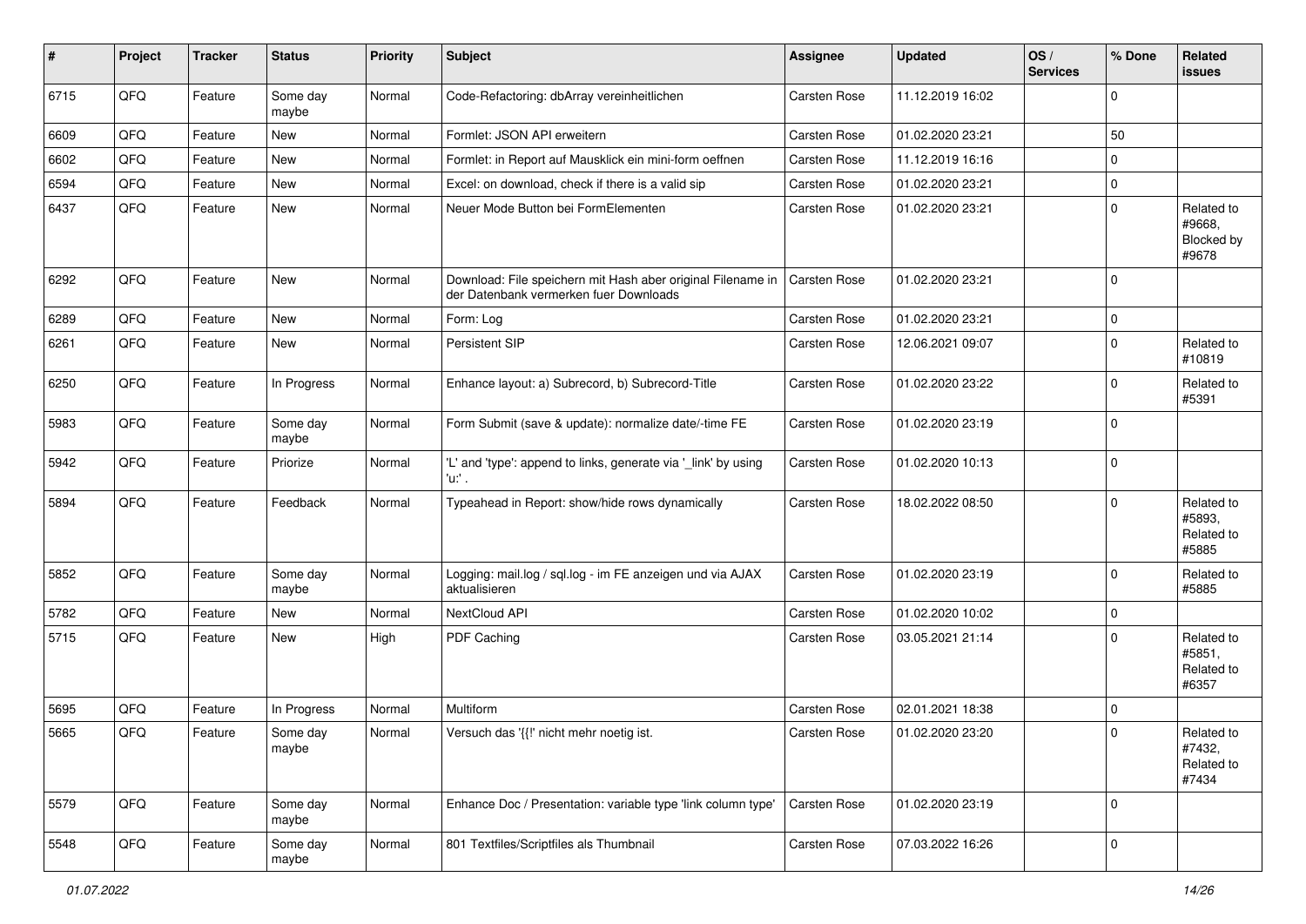| # | Project | Tracker | Status | Priority | Subject | Assignee | Updated | OS / Services | % Done | Related issues |
|---|---|---|---|---|---|---|---|---|---|---|
| 6715 | QFQ | Feature | Some day maybe | Normal | Code-Refactoring: dbArray vereinheitlichen | Carsten Rose | 11.12.2019 16:02 | | 0 | |
| 6609 | QFQ | Feature | New | Normal | Formlet: JSON API erweitern | Carsten Rose | 01.02.2020 23:21 | | 50 | |
| 6602 | QFQ | Feature | New | Normal | Formlet: in Report auf Mausklick ein mini-form oeffnen | Carsten Rose | 11.12.2019 16:16 | | 0 | |
| 6594 | QFQ | Feature | New | Normal | Excel: on download, check if there is a valid sip | Carsten Rose | 01.02.2020 23:21 | | 0 | |
| 6437 | QFQ | Feature | New | Normal | Neuer Mode Button bei FormElementen | Carsten Rose | 01.02.2020 23:21 | | 0 | Related to #9668, Blocked by #9678 |
| 6292 | QFQ | Feature | New | Normal | Download: File speichern mit Hash aber original Filename in der Datenbank vermerken fuer Downloads | Carsten Rose | 01.02.2020 23:21 | | 0 | |
| 6289 | QFQ | Feature | New | Normal | Form: Log | Carsten Rose | 01.02.2020 23:21 | | 0 | |
| 6261 | QFQ | Feature | New | Normal | Persistent SIP | Carsten Rose | 12.06.2021 09:07 | | 0 | Related to #10819 |
| 6250 | QFQ | Feature | In Progress | Normal | Enhance layout: a) Subrecord, b) Subrecord-Title | Carsten Rose | 01.02.2020 23:22 | | 0 | Related to #5391 |
| 5983 | QFQ | Feature | Some day maybe | Normal | Form Submit (save & update): normalize date/-time FE | Carsten Rose | 01.02.2020 23:19 | | 0 | |
| 5942 | QFQ | Feature | Priorize | Normal | 'L' and 'type': append to links, generate via '_link' by using 'u:' . | Carsten Rose | 01.02.2020 10:13 | | 0 | |
| 5894 | QFQ | Feature | Feedback | Normal | Typeahead in Report: show/hide rows dynamically | Carsten Rose | 18.02.2022 08:50 | | 0 | Related to #5893, Related to #5885 |
| 5852 | QFQ | Feature | Some day maybe | Normal | Logging: mail.log / sql.log - im FE anzeigen und via AJAX aktualisieren | Carsten Rose | 01.02.2020 23:19 | | 0 | Related to #5885 |
| 5782 | QFQ | Feature | New | Normal | NextCloud API | Carsten Rose | 01.02.2020 10:02 | | 0 | |
| 5715 | QFQ | Feature | New | High | PDF Caching | Carsten Rose | 03.05.2021 21:14 | | 0 | Related to #5851, Related to #6357 |
| 5695 | QFQ | Feature | In Progress | Normal | Multiform | Carsten Rose | 02.01.2021 18:38 | | 0 | |
| 5665 | QFQ | Feature | Some day maybe | Normal | Versuch das '{{!' nicht mehr noetig ist. | Carsten Rose | 01.02.2020 23:20 | | 0 | Related to #7432, Related to #7434 |
| 5579 | QFQ | Feature | Some day maybe | Normal | Enhance Doc / Presentation: variable type 'link column type' | Carsten Rose | 01.02.2020 23:19 | | 0 | |
| 5548 | QFQ | Feature | Some day maybe | Normal | 801 Textfiles/Scriptfiles als Thumbnail | Carsten Rose | 07.03.2022 16:26 | | 0 | |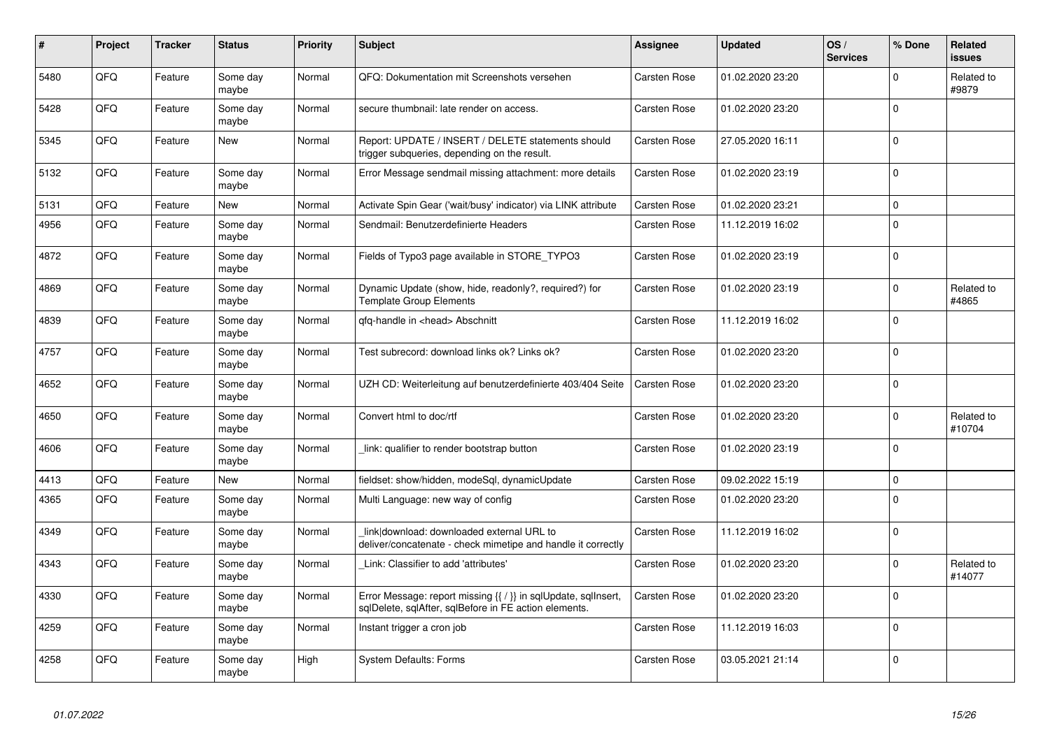| # | Project | Tracker | Status | Priority | Subject | Assignee | Updated | OS / Services | % Done | Related issues |
|---|---|---|---|---|---|---|---|---|---|---|
| 5480 | QFQ | Feature | Some day maybe | Normal | QFQ: Dokumentation mit Screenshots versehen | Carsten Rose | 01.02.2020 23:20 | | 0 | Related to #9879 |
| 5428 | QFQ | Feature | Some day maybe | Normal | secure thumbnail: late render on access. | Carsten Rose | 01.02.2020 23:20 | | 0 | |
| 5345 | QFQ | Feature | New | Normal | Report: UPDATE / INSERT / DELETE statements should trigger subqueries, depending on the result. | Carsten Rose | 27.05.2020 16:11 | | 0 | |
| 5132 | QFQ | Feature | Some day maybe | Normal | Error Message sendmail missing attachment: more details | Carsten Rose | 01.02.2020 23:19 | | 0 | |
| 5131 | QFQ | Feature | New | Normal | Activate Spin Gear ('wait/busy' indicator) via LINK attribute | Carsten Rose | 01.02.2020 23:21 | | 0 | |
| 4956 | QFQ | Feature | Some day maybe | Normal | Sendmail: Benutzerdefinierte Headers | Carsten Rose | 11.12.2019 16:02 | | 0 | |
| 4872 | QFQ | Feature | Some day maybe | Normal | Fields of Typo3 page available in STORE_TYPO3 | Carsten Rose | 01.02.2020 23:19 | | 0 | |
| 4869 | QFQ | Feature | Some day maybe | Normal | Dynamic Update (show, hide, readonly?, required?) for Template Group Elements | Carsten Rose | 01.02.2020 23:19 | | 0 | Related to #4865 |
| 4839 | QFQ | Feature | Some day maybe | Normal | qfq-handle in <head> Abschnitt | Carsten Rose | 11.12.2019 16:02 | | 0 | |
| 4757 | QFQ | Feature | Some day maybe | Normal | Test subrecord: download links ok? Links ok? | Carsten Rose | 01.02.2020 23:20 | | 0 | |
| 4652 | QFQ | Feature | Some day maybe | Normal | UZH CD: Weiterleitung auf benutzerdefinierte 403/404 Seite | Carsten Rose | 01.02.2020 23:20 | | 0 | |
| 4650 | QFQ | Feature | Some day maybe | Normal | Convert html to doc/rtf | Carsten Rose | 01.02.2020 23:20 | | 0 | Related to #10704 |
| 4606 | QFQ | Feature | Some day maybe | Normal | _link: qualifier to render bootstrap button | Carsten Rose | 01.02.2020 23:19 | | 0 | |
| 4413 | QFQ | Feature | New | Normal | fieldset: show/hidden, modeSql, dynamicUpdate | Carsten Rose | 09.02.2022 15:19 | | 0 | |
| 4365 | QFQ | Feature | Some day maybe | Normal | Multi Language: new way of config | Carsten Rose | 01.02.2020 23:20 | | 0 | |
| 4349 | QFQ | Feature | Some day maybe | Normal | _link\|download: downloaded external URL to deliver/concatenate - check mimetipe and handle it correctly | Carsten Rose | 11.12.2019 16:02 | | 0 | |
| 4343 | QFQ | Feature | Some day maybe | Normal | _Link: Classifier to add 'attributes' | Carsten Rose | 01.02.2020 23:20 | | 0 | Related to #14077 |
| 4330 | QFQ | Feature | Some day maybe | Normal | Error Message: report missing {{ / }} in sqlUpdate, sqlInsert, sqlDelete, sqlAfter, sqlBefore in FE action elements. | Carsten Rose | 01.02.2020 23:20 | | 0 | |
| 4259 | QFQ | Feature | Some day maybe | Normal | Instant trigger a cron job | Carsten Rose | 11.12.2019 16:03 | | 0 | |
| 4258 | QFQ | Feature | Some day maybe | High | System Defaults: Forms | Carsten Rose | 03.05.2021 21:14 | | 0 | |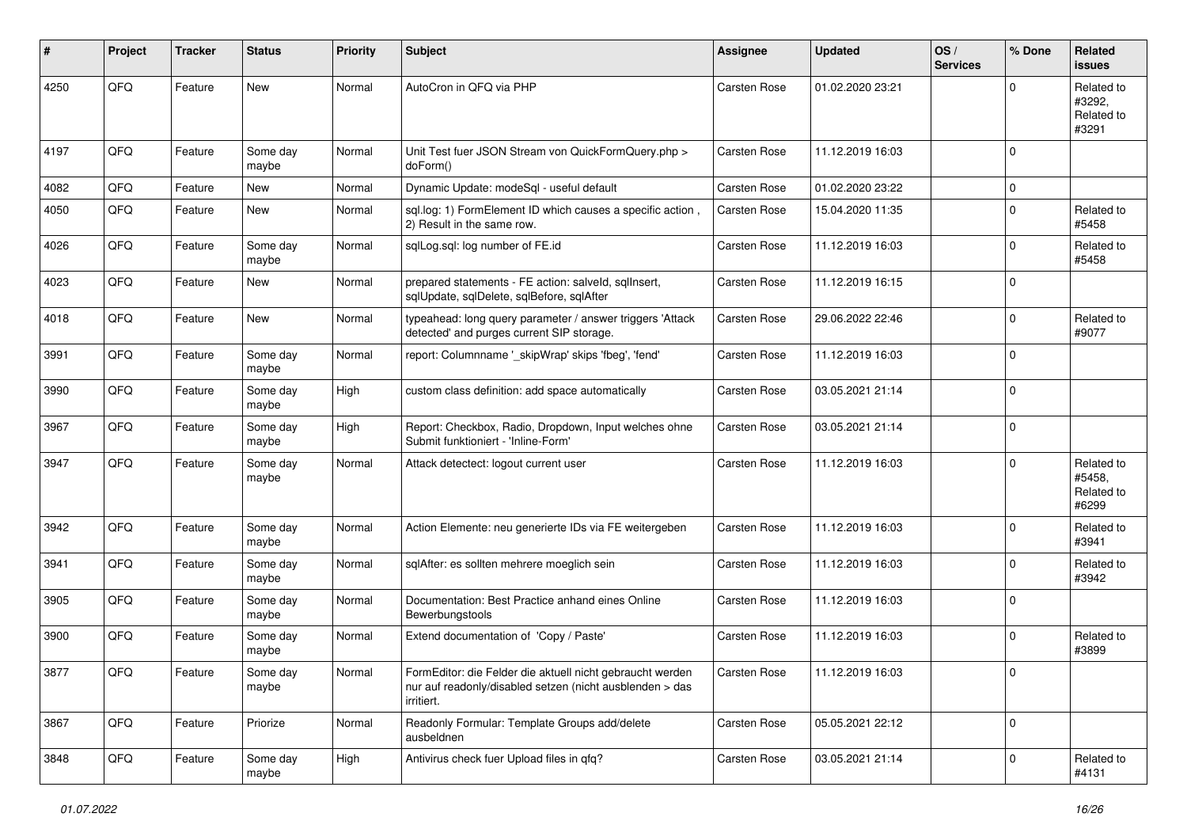| # | Project | Tracker | Status | Priority | Subject | Assignee | Updated | OS / Services | % Done | Related issues |
|---|---|---|---|---|---|---|---|---|---|---|
| 4250 | QFQ | Feature | New | Normal | AutoCron in QFQ via PHP | Carsten Rose | 01.02.2020 23:21 | | 0 | Related to #3292, Related to #3291 |
| 4197 | QFQ | Feature | Some day maybe | Normal | Unit Test fuer JSON Stream von QuickFormQuery.php > doForm() | Carsten Rose | 11.12.2019 16:03 | | 0 | |
| 4082 | QFQ | Feature | New | Normal | Dynamic Update: modeSql - useful default | Carsten Rose | 01.02.2020 23:22 | | 0 | |
| 4050 | QFQ | Feature | New | Normal | sql.log: 1) FormElement ID which causes a specific action , 2) Result in the same row. | Carsten Rose | 15.04.2020 11:35 | | 0 | Related to #5458 |
| 4026 | QFQ | Feature | Some day maybe | Normal | sqlLog.sql: log number of FE.id | Carsten Rose | 11.12.2019 16:03 | | 0 | Related to #5458 |
| 4023 | QFQ | Feature | New | Normal | prepared statements - FE action: salveId, sqlInsert, sqlUpdate, sqlDelete, sqlBefore, sqlAfter | Carsten Rose | 11.12.2019 16:15 | | 0 | |
| 4018 | QFQ | Feature | New | Normal | typeahead: long query parameter / answer triggers 'Attack detected' and purges current SIP storage. | Carsten Rose | 29.06.2022 22:46 | | 0 | Related to #9077 |
| 3991 | QFQ | Feature | Some day maybe | Normal | report: Columnname '_skipWrap' skips 'fbeg', 'fend' | Carsten Rose | 11.12.2019 16:03 | | 0 | |
| 3990 | QFQ | Feature | Some day maybe | High | custom class definition: add space automatically | Carsten Rose | 03.05.2021 21:14 | | 0 | |
| 3967 | QFQ | Feature | Some day maybe | High | Report: Checkbox, Radio, Dropdown, Input welches ohne Submit funktioniert - 'Inline-Form' | Carsten Rose | 03.05.2021 21:14 | | 0 | |
| 3947 | QFQ | Feature | Some day maybe | Normal | Attack detectect: logout current user | Carsten Rose | 11.12.2019 16:03 | | 0 | Related to #5458, Related to #6299 |
| 3942 | QFQ | Feature | Some day maybe | Normal | Action Elemente: neu generierte IDs via FE weitergeben | Carsten Rose | 11.12.2019 16:03 | | 0 | Related to #3941 |
| 3941 | QFQ | Feature | Some day maybe | Normal | sqlAfter: es sollten mehrere moeglich sein | Carsten Rose | 11.12.2019 16:03 | | 0 | Related to #3942 |
| 3905 | QFQ | Feature | Some day maybe | Normal | Documentation: Best Practice anhand eines Online Bewerbungstools | Carsten Rose | 11.12.2019 16:03 | | 0 | |
| 3900 | QFQ | Feature | Some day maybe | Normal | Extend documentation of 'Copy / Paste' | Carsten Rose | 11.12.2019 16:03 | | 0 | Related to #3899 |
| 3877 | QFQ | Feature | Some day maybe | Normal | FormEditor: die Felder die aktuell nicht gebraucht werden nur auf readonly/disabled setzen (nicht ausblenden > das irritiert. | Carsten Rose | 11.12.2019 16:03 | | 0 | |
| 3867 | QFQ | Feature | Priorize | Normal | Readonly Formular: Template Groups add/delete ausbeldnen | Carsten Rose | 05.05.2021 22:12 | | 0 | |
| 3848 | QFQ | Feature | Some day maybe | High | Antivirus check fuer Upload files in qfq? | Carsten Rose | 03.05.2021 21:14 | | 0 | Related to #4131 |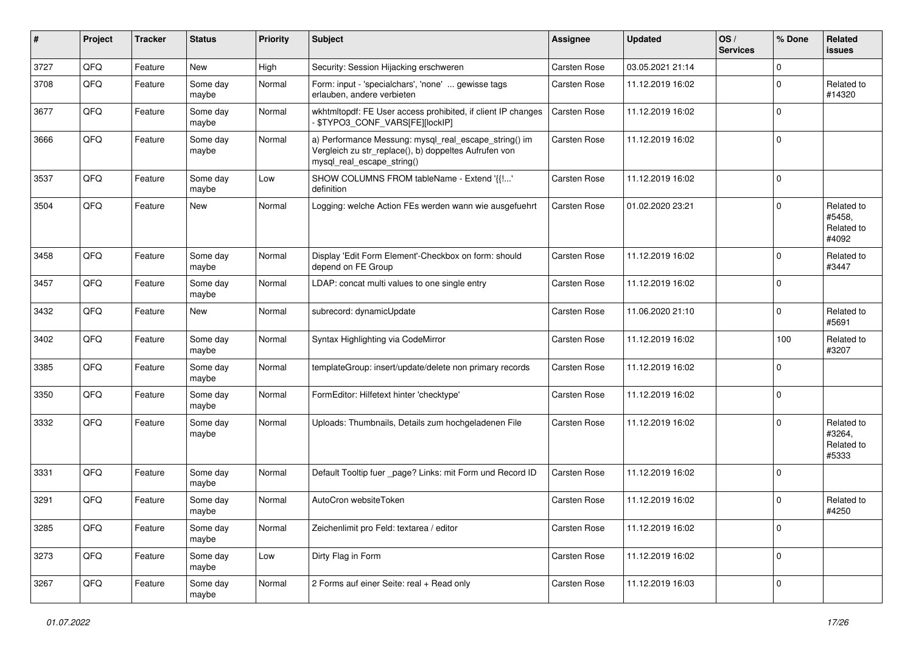| # | Project | Tracker | Status | Priority | Subject | Assignee | Updated | OS / Services | % Done | Related issues |
|---|---|---|---|---|---|---|---|---|---|---|
| 3727 | QFQ | Feature | New | High | Security: Session Hijacking erschweren | Carsten Rose | 03.05.2021 21:14 | | 0 | |
| 3708 | QFQ | Feature | Some day maybe | Normal | Form: input - 'specialchars', 'none' ... gewisse tags erlauben, andere verbieten | Carsten Rose | 11.12.2019 16:02 | | 0 | Related to #14320 |
| 3677 | QFQ | Feature | Some day maybe | Normal | wkhtmltopdf: FE User access prohibited, if client IP changes - $TYPO3_CONF_VARS[FE][lockIP] | Carsten Rose | 11.12.2019 16:02 | | 0 | |
| 3666 | QFQ | Feature | Some day maybe | Normal | a) Performance Messung: mysql_real_escape_string() im Vergleich zu str_replace(), b) doppeltes Aufrufen von mysql_real_escape_string() | Carsten Rose | 11.12.2019 16:02 | | 0 | |
| 3537 | QFQ | Feature | Some day maybe | Low | SHOW COLUMNS FROM tableName - Extend '{{!...' definition | Carsten Rose | 11.12.2019 16:02 | | 0 | |
| 3504 | QFQ | Feature | New | Normal | Logging: welche Action FEs werden wann wie ausgefuehrt | Carsten Rose | 01.02.2020 23:21 | | 0 | Related to #5458, Related to #4092 |
| 3458 | QFQ | Feature | Some day maybe | Normal | Display 'Edit Form Element'-Checkbox on form: should depend on FE Group | Carsten Rose | 11.12.2019 16:02 | | 0 | Related to #3447 |
| 3457 | QFQ | Feature | Some day maybe | Normal | LDAP: concat multi values to one single entry | Carsten Rose | 11.12.2019 16:02 | | 0 | |
| 3432 | QFQ | Feature | New | Normal | subrecord: dynamicUpdate | Carsten Rose | 11.06.2020 21:10 | | 0 | Related to #5691 |
| 3402 | QFQ | Feature | Some day maybe | Normal | Syntax Highlighting via CodeMirror | Carsten Rose | 11.12.2019 16:02 | | 100 | Related to #3207 |
| 3385 | QFQ | Feature | Some day maybe | Normal | templateGroup: insert/update/delete non primary records | Carsten Rose | 11.12.2019 16:02 | | 0 | |
| 3350 | QFQ | Feature | Some day maybe | Normal | FormEditor: Hilfetext hinter 'checktype' | Carsten Rose | 11.12.2019 16:02 | | 0 | |
| 3332 | QFQ | Feature | Some day maybe | Normal | Uploads: Thumbnails, Details zum hochgeladenen File | Carsten Rose | 11.12.2019 16:02 | | 0 | Related to #3264, Related to #5333 |
| 3331 | QFQ | Feature | Some day maybe | Normal | Default Tooltip fuer _page? Links: mit Form und Record ID | Carsten Rose | 11.12.2019 16:02 | | 0 | |
| 3291 | QFQ | Feature | Some day maybe | Normal | AutoCron websiteToken | Carsten Rose | 11.12.2019 16:02 | | 0 | Related to #4250 |
| 3285 | QFQ | Feature | Some day maybe | Normal | Zeichenlimit pro Feld: textarea / editor | Carsten Rose | 11.12.2019 16:02 | | 0 | |
| 3273 | QFQ | Feature | Some day maybe | Low | Dirty Flag in Form | Carsten Rose | 11.12.2019 16:02 | | 0 | |
| 3267 | QFQ | Feature | Some day maybe | Normal | 2 Forms auf einer Seite: real + Read only | Carsten Rose | 11.12.2019 16:03 | | 0 | |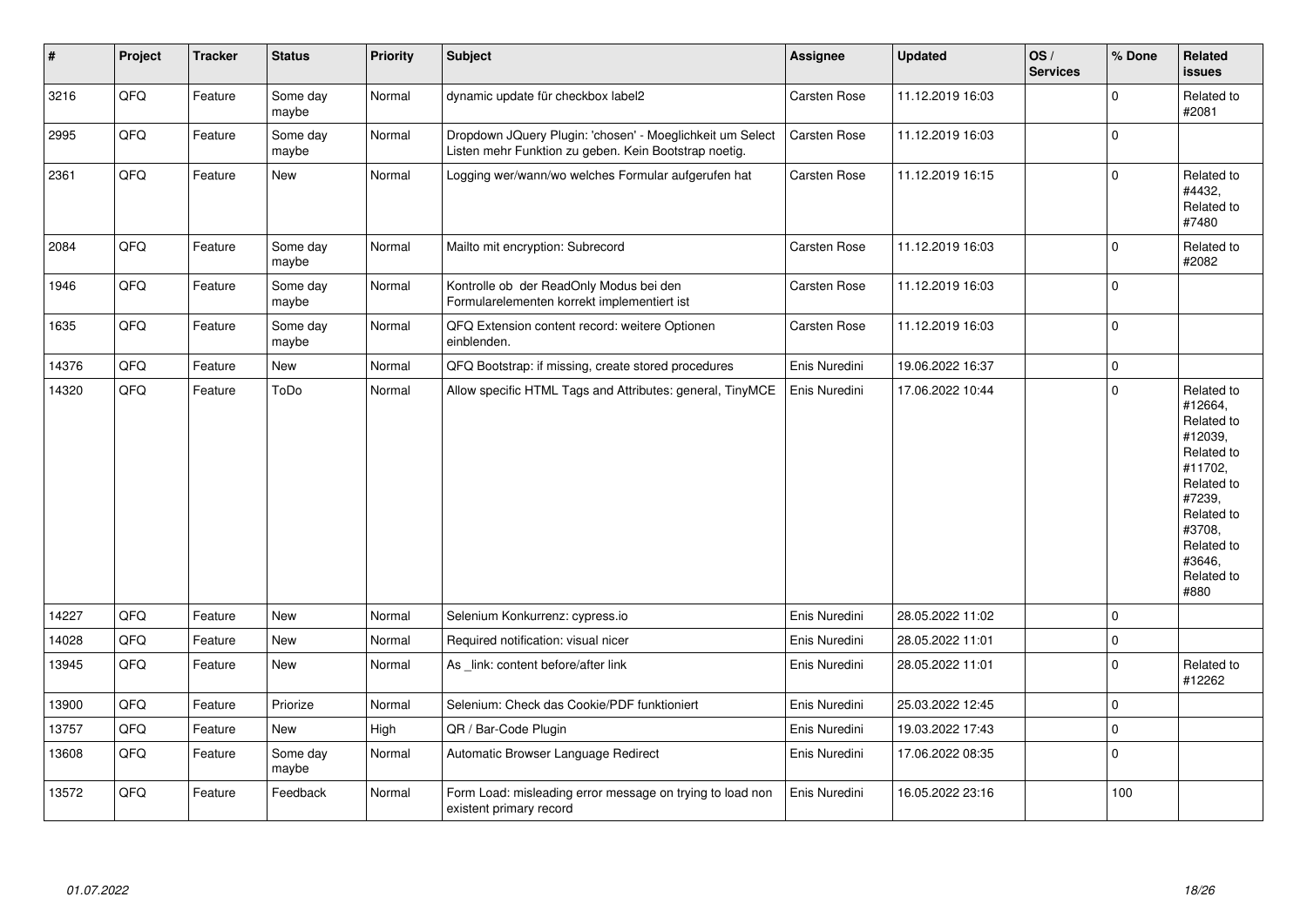| # | Project | Tracker | Status | Priority | Subject | Assignee | Updated | OS / Services | % Done | Related issues |
|---|---|---|---|---|---|---|---|---|---|---|
| 3216 | QFQ | Feature | Some day maybe | Normal | dynamic update für checkbox label2 | Carsten Rose | 11.12.2019 16:03 | | 0 | Related to #2081 |
| 2995 | QFQ | Feature | Some day maybe | Normal | Dropdown JQuery Plugin: 'chosen' - Moeglichkeit um Select Listen mehr Funktion zu geben. Kein Bootstrap noetig. | Carsten Rose | 11.12.2019 16:03 | | 0 | |
| 2361 | QFQ | Feature | New | Normal | Logging wer/wann/wo welches Formular aufgerufen hat | Carsten Rose | 11.12.2019 16:15 | | 0 | Related to #4432, Related to #7480 |
| 2084 | QFQ | Feature | Some day maybe | Normal | Mailto mit encryption: Subrecord | Carsten Rose | 11.12.2019 16:03 | | 0 | Related to #2082 |
| 1946 | QFQ | Feature | Some day maybe | Normal | Kontrolle ob der ReadOnly Modus bei den Formularelementen korrekt implementiert ist | Carsten Rose | 11.12.2019 16:03 | | 0 | |
| 1635 | QFQ | Feature | Some day maybe | Normal | QFQ Extension content record: weitere Optionen einblenden. | Carsten Rose | 11.12.2019 16:03 | | 0 | |
| 14376 | QFQ | Feature | New | Normal | QFQ Bootstrap: if missing, create stored procedures | Enis Nuredini | 19.06.2022 16:37 | | 0 | |
| 14320 | QFQ | Feature | ToDo | Normal | Allow specific HTML Tags and Attributes: general, TinyMCE | Enis Nuredini | 17.06.2022 10:44 | | 0 | Related to #12664, Related to #12039, Related to #11702, Related to #7239, Related to #3708, Related to #3646, Related to #880 |
| 14227 | QFQ | Feature | New | Normal | Selenium Konkurrenz: cypress.io | Enis Nuredini | 28.05.2022 11:02 | | 0 | |
| 14028 | QFQ | Feature | New | Normal | Required notification: visual nicer | Enis Nuredini | 28.05.2022 11:01 | | 0 | |
| 13945 | QFQ | Feature | New | Normal | As _link: content before/after link | Enis Nuredini | 28.05.2022 11:01 | | 0 | Related to #12262 |
| 13900 | QFQ | Feature | Priorize | Normal | Selenium: Check das Cookie/PDF funktioniert | Enis Nuredini | 25.03.2022 12:45 | | 0 | |
| 13757 | QFQ | Feature | New | High | QR / Bar-Code Plugin | Enis Nuredini | 19.03.2022 17:43 | | 0 | |
| 13608 | QFQ | Feature | Some day maybe | Normal | Automatic Browser Language Redirect | Enis Nuredini | 17.06.2022 08:35 | | 0 | |
| 13572 | QFQ | Feature | Feedback | Normal | Form Load: misleading error message on trying to load non existent primary record | Enis Nuredini | 16.05.2022 23:16 | | 100 | |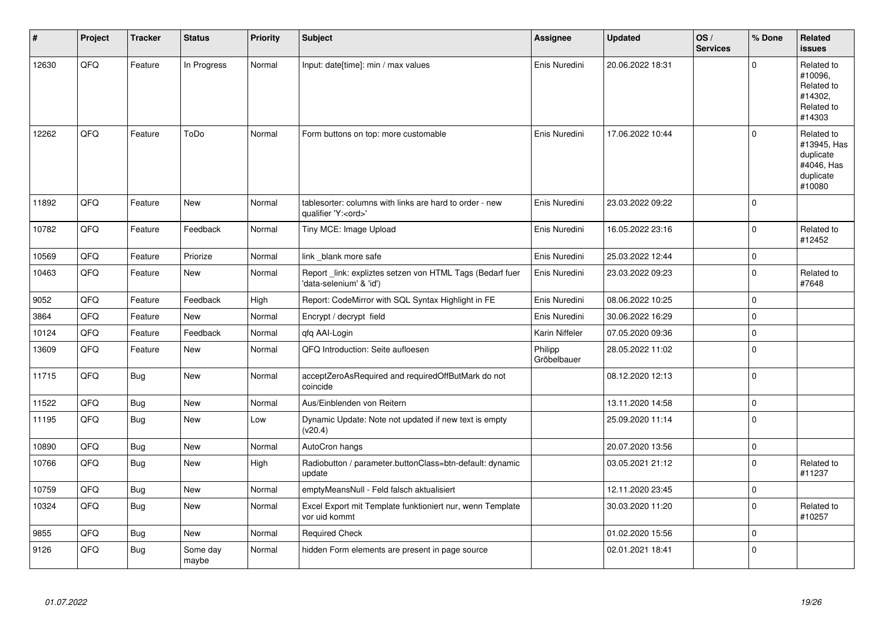| # | Project | Tracker | Status | Priority | Subject | Assignee | Updated | OS / Services | % Done | Related issues |
|---|---|---|---|---|---|---|---|---|---|---|
| 12630 | QFQ | Feature | In Progress | Normal | Input: date[time]: min / max values | Enis Nuredini | 20.06.2022 18:31 | | 0 | Related to #10096, Related to #14302, Related to #14303 |
| 12262 | QFQ | Feature | ToDo | Normal | Form buttons on top: more customable | Enis Nuredini | 17.06.2022 10:44 | | 0 | Related to #13945, Has duplicate #4046, Has duplicate #10080 |
| 11892 | QFQ | Feature | New | Normal | tablesorter: columns with links are hard to order - new qualifier 'Y:<ord>' | Enis Nuredini | 23.03.2022 09:22 | | 0 | |
| 10782 | QFQ | Feature | Feedback | Normal | Tiny MCE: Image Upload | Enis Nuredini | 16.05.2022 23:16 | | 0 | Related to #12452 |
| 10569 | QFQ | Feature | Priorize | Normal | link _blank more safe | Enis Nuredini | 25.03.2022 12:44 | | 0 | |
| 10463 | QFQ | Feature | New | Normal | Report _link: expliztes setzen von HTML Tags (Bedarf fuer 'data-selenium' & 'id') | Enis Nuredini | 23.03.2022 09:23 | | 0 | Related to #7648 |
| 9052 | QFQ | Feature | Feedback | High | Report: CodeMirror with SQL Syntax Highlight in FE | Enis Nuredini | 08.06.2022 10:25 | | 0 | |
| 3864 | QFQ | Feature | New | Normal | Encrypt / decrypt field | Enis Nuredini | 30.06.2022 16:29 | | 0 | |
| 10124 | QFQ | Feature | Feedback | Normal | qfq AAI-Login | Karin Niffeler | 07.05.2020 09:36 | | 0 | |
| 13609 | QFQ | Feature | New | Normal | QFQ Introduction: Seite aufloesen | Philipp Gröbelbauer | 28.05.2022 11:02 | | 0 | |
| 11715 | QFQ | Bug | New | Normal | acceptZeroAsRequired and requiredOffButMark do not coincide | | 08.12.2020 12:13 | | 0 | |
| 11522 | QFQ | Bug | New | Normal | Aus/Einblenden von Reitern | | 13.11.2020 14:58 | | 0 | |
| 11195 | QFQ | Bug | New | Low | Dynamic Update: Note not updated if new text is empty (v20.4) | | 25.09.2020 11:14 | | 0 | |
| 10890 | QFQ | Bug | New | Normal | AutoCron hangs | | 20.07.2020 13:56 | | 0 | |
| 10766 | QFQ | Bug | New | High | Radiobutton / parameter.buttonClass=btn-default: dynamic update | | 03.05.2021 21:12 | | 0 | Related to #11237 |
| 10759 | QFQ | Bug | New | Normal | emptyMeansNull - Feld falsch aktualisiert | | 12.11.2020 23:45 | | 0 | |
| 10324 | QFQ | Bug | New | Normal | Excel Export mit Template funktioniert nur, wenn Template vor uid kommt | | 30.03.2020 11:20 | | 0 | Related to #10257 |
| 9855 | QFQ | Bug | New | Normal | Required Check | | 01.02.2020 15:56 | | 0 | |
| 9126 | QFQ | Bug | Some day maybe | Normal | hidden Form elements are present in page source | | 02.01.2021 18:41 | | 0 | |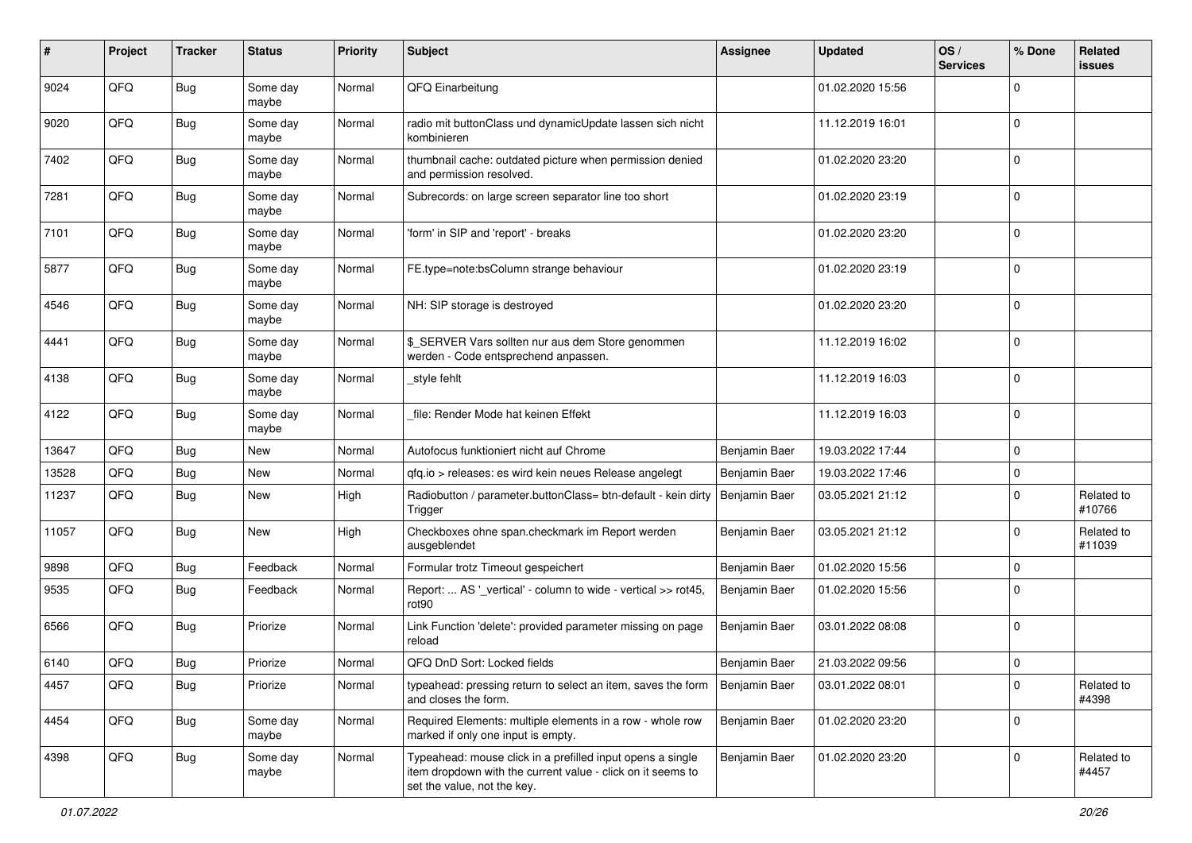| # | Project | Tracker | Status | Priority | Subject | Assignee | Updated | OS / Services | % Done | Related issues |
|---|---|---|---|---|---|---|---|---|---|---|
| 9024 | QFQ | Bug | Some day maybe | Normal | QFQ Einarbeitung | | 01.02.2020 15:56 | | 0 | |
| 9020 | QFQ | Bug | Some day maybe | Normal | radio mit buttonClass und dynamicUpdate lassen sich nicht kombinieren | | 11.12.2019 16:01 | | 0 | |
| 7402 | QFQ | Bug | Some day maybe | Normal | thumbnail cache: outdated picture when permission denied and permission resolved. | | 01.02.2020 23:20 | | 0 | |
| 7281 | QFQ | Bug | Some day maybe | Normal | Subrecords: on large screen separator line too short | | 01.02.2020 23:19 | | 0 | |
| 7101 | QFQ | Bug | Some day maybe | Normal | 'form' in SIP and 'report' - breaks | | 01.02.2020 23:20 | | 0 | |
| 5877 | QFQ | Bug | Some day maybe | Normal | FE.type=note:bsColumn strange behaviour | | 01.02.2020 23:19 | | 0 | |
| 4546 | QFQ | Bug | Some day maybe | Normal | NH: SIP storage is destroyed | | 01.02.2020 23:20 | | 0 | |
| 4441 | QFQ | Bug | Some day maybe | Normal | $_SERVER Vars sollten nur aus dem Store genommen werden - Code entsprechend anpassen. | | 11.12.2019 16:02 | | 0 | |
| 4138 | QFQ | Bug | Some day maybe | Normal | _style fehlt | | 11.12.2019 16:03 | | 0 | |
| 4122 | QFQ | Bug | Some day maybe | Normal | _file: Render Mode hat keinen Effekt | | 11.12.2019 16:03 | | 0 | |
| 13647 | QFQ | Bug | New | Normal | Autofocus funktioniert nicht auf Chrome | Benjamin Baer | 19.03.2022 17:44 | | 0 | |
| 13528 | QFQ | Bug | New | Normal | qfq.io > releases: es wird kein neues Release angelegt | Benjamin Baer | 19.03.2022 17:46 | | 0 | |
| 11237 | QFQ | Bug | New | High | Radiobutton / parameter.buttonClass= btn-default - kein dirty Trigger | Benjamin Baer | 03.05.2021 21:12 | | 0 | Related to #10766 |
| 11057 | QFQ | Bug | New | High | Checkboxes ohne span.checkmark im Report werden ausgeblendet | Benjamin Baer | 03.05.2021 21:12 | | 0 | Related to #11039 |
| 9898 | QFQ | Bug | Feedback | Normal | Formular trotz Timeout gespeichert | Benjamin Baer | 01.02.2020 15:56 | | 0 | |
| 9535 | QFQ | Bug | Feedback | Normal | Report: ... AS '_vertical' - column to wide - vertical >> rot45, rot90 | Benjamin Baer | 01.02.2020 15:56 | | 0 | |
| 6566 | QFQ | Bug | Priorize | Normal | Link Function 'delete': provided parameter missing on page reload | Benjamin Baer | 03.01.2022 08:08 | | 0 | |
| 6140 | QFQ | Bug | Priorize | Normal | QFQ DnD Sort: Locked fields | Benjamin Baer | 21.03.2022 09:56 | | 0 | |
| 4457 | QFQ | Bug | Priorize | Normal | typeahead: pressing return to select an item, saves the form and closes the form. | Benjamin Baer | 03.01.2022 08:01 | | 0 | Related to #4398 |
| 4454 | QFQ | Bug | Some day maybe | Normal | Required Elements: multiple elements in a row - whole row marked if only one input is empty. | Benjamin Baer | 01.02.2020 23:20 | | 0 | |
| 4398 | QFQ | Bug | Some day maybe | Normal | Typeahead: mouse click in a prefilled input opens a single item dropdown with the current value - click on it seems to set the value, not the key. | Benjamin Baer | 01.02.2020 23:20 | | 0 | Related to #4457 |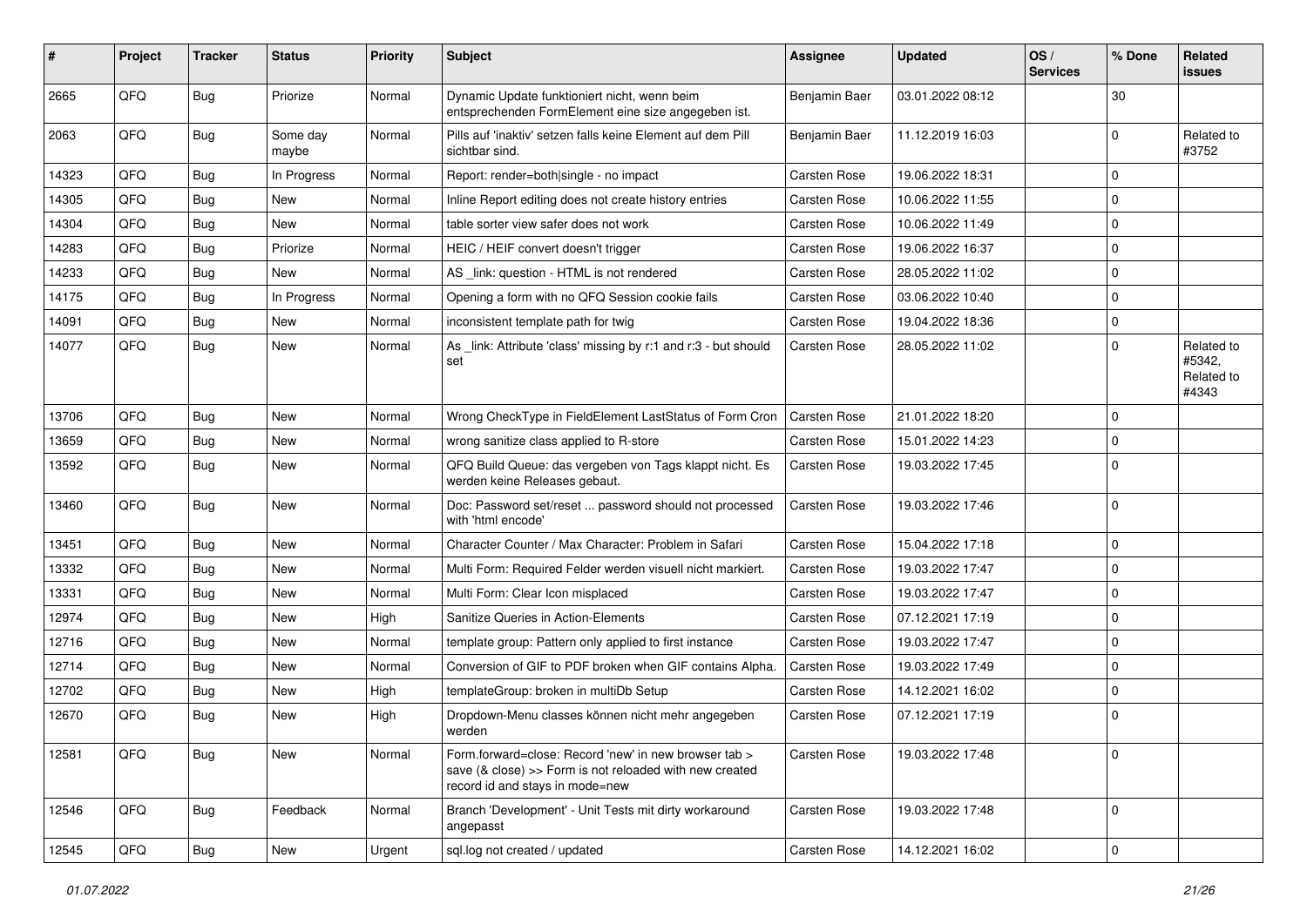| # | Project | Tracker | Status | Priority | Subject | Assignee | Updated | OS / Services | % Done | Related issues |
|---|---|---|---|---|---|---|---|---|---|---|
| 2665 | QFQ | Bug | Priorize | Normal | Dynamic Update funktioniert nicht, wenn beim entsprechenden FormElement eine size angegeben ist. | Benjamin Baer | 03.01.2022 08:12 | | 30 | |
| 2063 | QFQ | Bug | Some day maybe | Normal | Pills auf 'inaktiv' setzen falls keine Element auf dem Pill sichtbar sind. | Benjamin Baer | 11.12.2019 16:03 | | 0 | Related to #3752 |
| 14323 | QFQ | Bug | In Progress | Normal | Report: render=both\|single - no impact | Carsten Rose | 19.06.2022 18:31 | | 0 | |
| 14305 | QFQ | Bug | New | Normal | Inline Report editing does not create history entries | Carsten Rose | 10.06.2022 11:55 | | 0 | |
| 14304 | QFQ | Bug | New | Normal | table sorter view safer does not work | Carsten Rose | 10.06.2022 11:49 | | 0 | |
| 14283 | QFQ | Bug | Priorize | Normal | HEIC / HEIF convert doesn't trigger | Carsten Rose | 19.06.2022 16:37 | | 0 | |
| 14233 | QFQ | Bug | New | Normal | AS _link: question - HTML is not rendered | Carsten Rose | 28.05.2022 11:02 | | 0 | |
| 14175 | QFQ | Bug | In Progress | Normal | Opening a form with no QFQ Session cookie fails | Carsten Rose | 03.06.2022 10:40 | | 0 | |
| 14091 | QFQ | Bug | New | Normal | inconsistent template path for twig | Carsten Rose | 19.04.2022 18:36 | | 0 | |
| 14077 | QFQ | Bug | New | Normal | As _link: Attribute 'class' missing by r:1 and r:3 - but should set | Carsten Rose | 28.05.2022 11:02 | | 0 | Related to #5342, Related to #4343 |
| 13706 | QFQ | Bug | New | Normal | Wrong CheckType in FieldElement LastStatus of Form Cron | Carsten Rose | 21.01.2022 18:20 | | 0 | |
| 13659 | QFQ | Bug | New | Normal | wrong sanitize class applied to R-store | Carsten Rose | 15.01.2022 14:23 | | 0 | |
| 13592 | QFQ | Bug | New | Normal | QFQ Build Queue: das vergeben von Tags klappt nicht. Es werden keine Releases gebaut. | Carsten Rose | 19.03.2022 17:45 | | 0 | |
| 13460 | QFQ | Bug | New | Normal | Doc: Password set/reset ... password should not processed with 'html encode' | Carsten Rose | 19.03.2022 17:46 | | 0 | |
| 13451 | QFQ | Bug | New | Normal | Character Counter / Max Character: Problem in Safari | Carsten Rose | 15.04.2022 17:18 | | 0 | |
| 13332 | QFQ | Bug | New | Normal | Multi Form: Required Felder werden visuell nicht markiert. | Carsten Rose | 19.03.2022 17:47 | | 0 | |
| 13331 | QFQ | Bug | New | Normal | Multi Form: Clear Icon misplaced | Carsten Rose | 19.03.2022 17:47 | | 0 | |
| 12974 | QFQ | Bug | New | High | Sanitize Queries in Action-Elements | Carsten Rose | 07.12.2021 17:19 | | 0 | |
| 12716 | QFQ | Bug | New | Normal | template group: Pattern only applied to first instance | Carsten Rose | 19.03.2022 17:47 | | 0 | |
| 12714 | QFQ | Bug | New | Normal | Conversion of GIF to PDF broken when GIF contains Alpha. | Carsten Rose | 19.03.2022 17:49 | | 0 | |
| 12702 | QFQ | Bug | New | High | templateGroup: broken in multiDb Setup | Carsten Rose | 14.12.2021 16:02 | | 0 | |
| 12670 | QFQ | Bug | New | High | Dropdown-Menu classes können nicht mehr angegeben werden | Carsten Rose | 07.12.2021 17:19 | | 0 | |
| 12581 | QFQ | Bug | New | Normal | Form.forward=close: Record 'new' in new browser tab > save (& close) >> Form is not reloaded with new created record id and stays in mode=new | Carsten Rose | 19.03.2022 17:48 | | 0 | |
| 12546 | QFQ | Bug | Feedback | Normal | Branch 'Development' - Unit Tests mit dirty workaround angepasst | Carsten Rose | 19.03.2022 17:48 | | 0 | |
| 12545 | QFQ | Bug | New | Urgent | sql.log not created / updated | Carsten Rose | 14.12.2021 16:02 | | 0 | |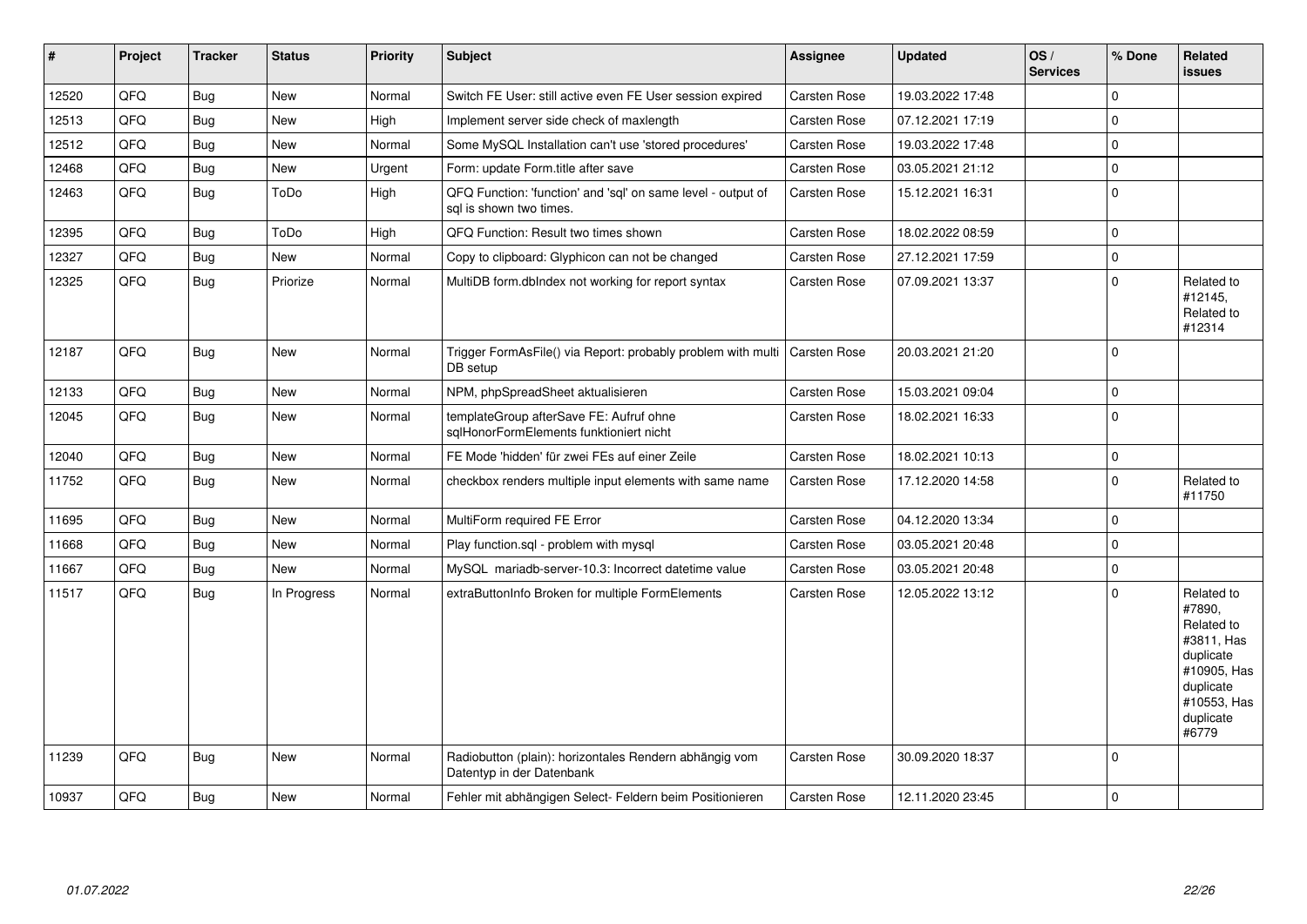| # | Project | Tracker | Status | Priority | Subject | Assignee | Updated | OS / Services | % Done | Related issues |
|---|---|---|---|---|---|---|---|---|---|---|
| 12520 | QFQ | Bug | New | Normal | Switch FE User: still active even FE User session expired | Carsten Rose | 19.03.2022 17:48 | | 0 | |
| 12513 | QFQ | Bug | New | High | Implement server side check of maxlength | Carsten Rose | 07.12.2021 17:19 | | 0 | |
| 12512 | QFQ | Bug | New | Normal | Some MySQL Installation can't use 'stored procedures' | Carsten Rose | 19.03.2022 17:48 | | 0 | |
| 12468 | QFQ | Bug | New | Urgent | Form: update Form.title after save | Carsten Rose | 03.05.2021 21:12 | | 0 | |
| 12463 | QFQ | Bug | ToDo | High | QFQ Function: 'function' and 'sql' on same level - output of sql is shown two times. | Carsten Rose | 15.12.2021 16:31 | | 0 | |
| 12395 | QFQ | Bug | ToDo | High | QFQ Function: Result two times shown | Carsten Rose | 18.02.2022 08:59 | | 0 | |
| 12327 | QFQ | Bug | New | Normal | Copy to clipboard: Glyphicon can not be changed | Carsten Rose | 27.12.2021 17:59 | | 0 | |
| 12325 | QFQ | Bug | Priorize | Normal | MultiDB form.dbIndex not working for report syntax | Carsten Rose | 07.09.2021 13:37 | | 0 | Related to #12145, Related to #12314 |
| 12187 | QFQ | Bug | New | Normal | Trigger FormAsFile() via Report: probably problem with multi DB setup | Carsten Rose | 20.03.2021 21:20 | | 0 | |
| 12133 | QFQ | Bug | New | Normal | NPM, phpSpreadSheet aktualisieren | Carsten Rose | 15.03.2021 09:04 | | 0 | |
| 12045 | QFQ | Bug | New | Normal | templateGroup afterSave FE: Aufruf ohne sqlHonorFormElements funktioniert nicht | Carsten Rose | 18.02.2021 16:33 | | 0 | |
| 12040 | QFQ | Bug | New | Normal | FE Mode 'hidden' für zwei FEs auf einer Zeile | Carsten Rose | 18.02.2021 10:13 | | 0 | |
| 11752 | QFQ | Bug | New | Normal | checkbox renders multiple input elements with same name | Carsten Rose | 17.12.2020 14:58 | | 0 | Related to #11750 |
| 11695 | QFQ | Bug | New | Normal | MultiForm required FE Error | Carsten Rose | 04.12.2020 13:34 | | 0 | |
| 11668 | QFQ | Bug | New | Normal | Play function.sql - problem with mysql | Carsten Rose | 03.05.2021 20:48 | | 0 | |
| 11667 | QFQ | Bug | New | Normal | MySQL mariadb-server-10.3: Incorrect datetime value | Carsten Rose | 03.05.2021 20:48 | | 0 | |
| 11517 | QFQ | Bug | In Progress | Normal | extraButtonInfo Broken for multiple FormElements | Carsten Rose | 12.05.2022 13:12 | | 0 | Related to #7890, Related to #3811, Has duplicate #10905, Has duplicate #10553, Has duplicate #6779 |
| 11239 | QFQ | Bug | New | Normal | Radiobutton (plain): horizontales Rendern abhängig vom Datentyp in der Datenbank | Carsten Rose | 30.09.2020 18:37 | | 0 | |
| 10937 | QFQ | Bug | New | Normal | Fehler mit abhängigen Select- Feldern beim Positionieren | Carsten Rose | 12.11.2020 23:45 | | 0 | |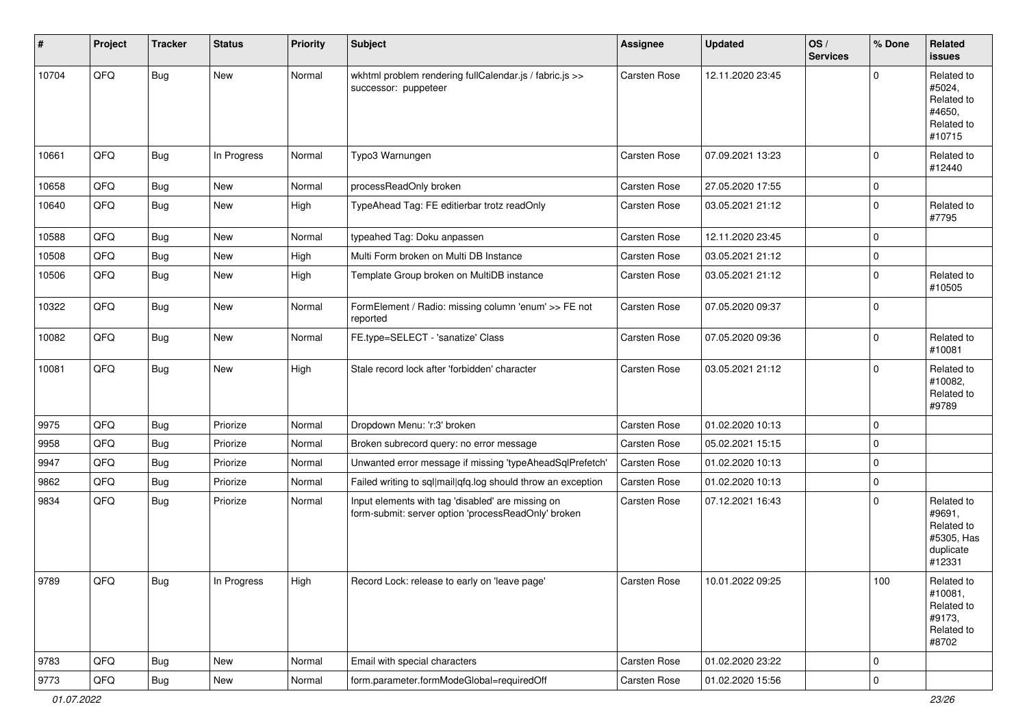| # | Project | Tracker | Status | Priority | Subject | Assignee | Updated | OS / Services | % Done | Related issues |
|---|---|---|---|---|---|---|---|---|---|---|
| 10704 | QFQ | Bug | New | Normal | wkhtml problem rendering fullCalendar.js / fabric.js >> successor: puppeteer | Carsten Rose | 12.11.2020 23:45 | | 0 | Related to #5024, Related to #4650, Related to #10715 |
| 10661 | QFQ | Bug | In Progress | Normal | Typo3 Warnungen | Carsten Rose | 07.09.2021 13:23 | | 0 | Related to #12440 |
| 10658 | QFQ | Bug | New | Normal | processReadOnly broken | Carsten Rose | 27.05.2020 17:55 | | 0 | |
| 10640 | QFQ | Bug | New | High | TypeAhead Tag: FE editierbar trotz readOnly | Carsten Rose | 03.05.2021 21:12 | | 0 | Related to #7795 |
| 10588 | QFQ | Bug | New | Normal | typeahed Tag: Doku anpassen | Carsten Rose | 12.11.2020 23:45 | | 0 | |
| 10508 | QFQ | Bug | New | High | Multi Form broken on Multi DB Instance | Carsten Rose | 03.05.2021 21:12 | | 0 | |
| 10506 | QFQ | Bug | New | High | Template Group broken on MultiDB instance | Carsten Rose | 03.05.2021 21:12 | | 0 | Related to #10505 |
| 10322 | QFQ | Bug | New | Normal | FormElement / Radio: missing column 'enum' >> FE not reported | Carsten Rose | 07.05.2020 09:37 | | 0 | |
| 10082 | QFQ | Bug | New | Normal | FE.type=SELECT - 'sanatize' Class | Carsten Rose | 07.05.2020 09:36 | | 0 | Related to #10081 |
| 10081 | QFQ | Bug | New | High | Stale record lock after 'forbidden' character | Carsten Rose | 03.05.2021 21:12 | | 0 | Related to #10082, Related to #9789 |
| 9975 | QFQ | Bug | Priorize | Normal | Dropdown Menu: 'r:3' broken | Carsten Rose | 01.02.2020 10:13 | | 0 | |
| 9958 | QFQ | Bug | Priorize | Normal | Broken subrecord query: no error message | Carsten Rose | 05.02.2021 15:15 | | 0 | |
| 9947 | QFQ | Bug | Priorize | Normal | Unwanted error message if missing 'typeAheadSqlPrefetch' | Carsten Rose | 01.02.2020 10:13 | | 0 | |
| 9862 | QFQ | Bug | Priorize | Normal | Failed writing to sql\|mail\|qfq.log should throw an exception | Carsten Rose | 01.02.2020 10:13 | | 0 | |
| 9834 | QFQ | Bug | Priorize | Normal | Input elements with tag 'disabled' are missing on form-submit: server option 'processReadOnly' broken | Carsten Rose | 07.12.2021 16:43 | | 0 | Related to #9691, Related to #5305, Has duplicate #12331 |
| 9789 | QFQ | Bug | In Progress | High | Record Lock: release to early on 'leave page' | Carsten Rose | 10.01.2022 09:25 | | 100 | Related to #10081, Related to #9173, Related to #8702 |
| 9783 | QFQ | Bug | New | Normal | Email with special characters | Carsten Rose | 01.02.2020 23:22 | | 0 | |
| 9773 | QFQ | Bug | New | Normal | form.parameter.formModeGlobal=requiredOff | Carsten Rose | 01.02.2020 15:56 | | 0 | |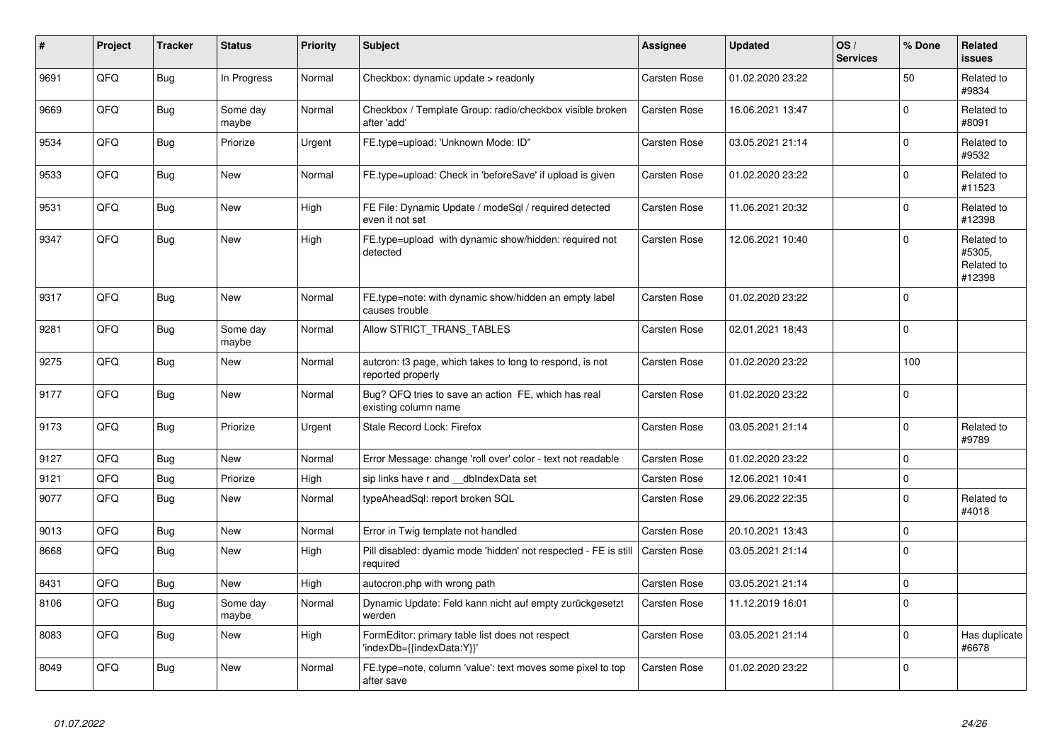| # | Project | Tracker | Status | Priority | Subject | Assignee | Updated | OS / Services | % Done | Related issues |
|---|---|---|---|---|---|---|---|---|---|---|
| 9691 | QFQ | Bug | In Progress | Normal | Checkbox: dynamic update > readonly | Carsten Rose | 01.02.2020 23:22 | | 50 | Related to #9834 |
| 9669 | QFQ | Bug | Some day maybe | Normal | Checkbox / Template Group: radio/checkbox visible broken after 'add' | Carsten Rose | 16.06.2021 13:47 | | 0 | Related to #8091 |
| 9534 | QFQ | Bug | Priorize | Urgent | FE.type=upload: 'Unknown Mode: ID" | Carsten Rose | 03.05.2021 21:14 | | 0 | Related to #9532 |
| 9533 | QFQ | Bug | New | Normal | FE.type=upload: Check in 'beforeSave' if upload is given | Carsten Rose | 01.02.2020 23:22 | | 0 | Related to #11523 |
| 9531 | QFQ | Bug | New | High | FE File: Dynamic Update / modeSql / required detected even it not set | Carsten Rose | 11.06.2021 20:32 | | 0 | Related to #12398 |
| 9347 | QFQ | Bug | New | High | FE.type=upload with dynamic show/hidden: required not detected | Carsten Rose | 12.06.2021 10:40 | | 0 | Related to #5305, Related to #12398 |
| 9317 | QFQ | Bug | New | Normal | FE.type=note: with dynamic show/hidden an empty label causes trouble | Carsten Rose | 01.02.2020 23:22 | | 0 | |
| 9281 | QFQ | Bug | Some day maybe | Normal | Allow STRICT_TRANS_TABLES | Carsten Rose | 02.01.2021 18:43 | | 0 | |
| 9275 | QFQ | Bug | New | Normal | autcron: t3 page, which takes to long to respond, is not reported properly | Carsten Rose | 01.02.2020 23:22 | | 100 | |
| 9177 | QFQ | Bug | New | Normal | Bug? QFQ tries to save an action FE, which has real existing column name | Carsten Rose | 01.02.2020 23:22 | | 0 | |
| 9173 | QFQ | Bug | Priorize | Urgent | Stale Record Lock: Firefox | Carsten Rose | 03.05.2021 21:14 | | 0 | Related to #9789 |
| 9127 | QFQ | Bug | New | Normal | Error Message: change 'roll over' color - text not readable | Carsten Rose | 01.02.2020 23:22 | | 0 | |
| 9121 | QFQ | Bug | Priorize | High | sip links have r and __dbIndexData set | Carsten Rose | 12.06.2021 10:41 | | 0 | |
| 9077 | QFQ | Bug | New | Normal | typeAheadSql: report broken SQL | Carsten Rose | 29.06.2022 22:35 | | 0 | Related to #4018 |
| 9013 | QFQ | Bug | New | Normal | Error in Twig template not handled | Carsten Rose | 20.10.2021 13:43 | | 0 | |
| 8668 | QFQ | Bug | New | High | Pill disabled: dyamic mode 'hidden' not respected - FE is still required | Carsten Rose | 03.05.2021 21:14 | | 0 | |
| 8431 | QFQ | Bug | New | High | autocron.php with wrong path | Carsten Rose | 03.05.2021 21:14 | | 0 | |
| 8106 | QFQ | Bug | Some day maybe | Normal | Dynamic Update: Feld kann nicht auf empty zurückgesetzt werden | Carsten Rose | 11.12.2019 16:01 | | 0 | |
| 8083 | QFQ | Bug | New | High | FormEditor: primary table list does not respect 'indexDb={{indexData:Y}}' | Carsten Rose | 03.05.2021 21:14 | | 0 | Has duplicate #6678 |
| 8049 | QFQ | Bug | New | Normal | FE.type=note, column 'value': text moves some pixel to top after save | Carsten Rose | 01.02.2020 23:22 | | 0 | |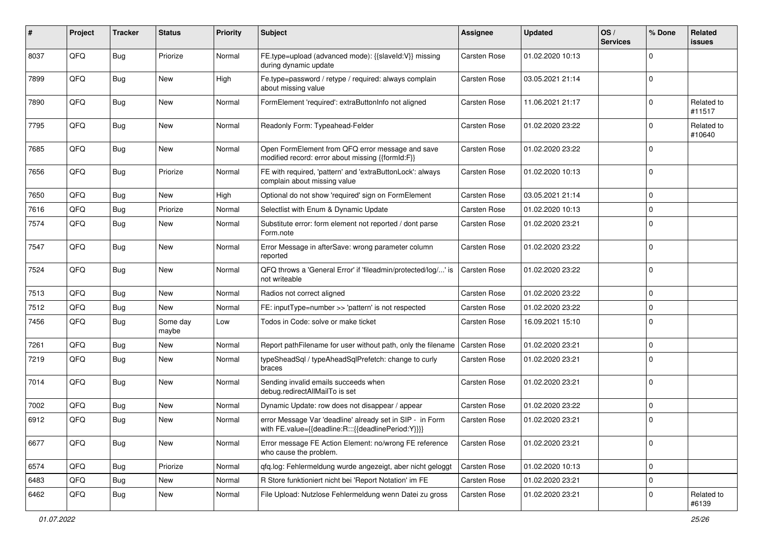| # | Project | Tracker | Status | Priority | Subject | Assignee | Updated | OS / Services | % Done | Related issues |
|---|---|---|---|---|---|---|---|---|---|---|
| 8037 | QFQ | Bug | Priorize | Normal | FE.type=upload (advanced mode): {{slaveId:V}} missing during dynamic update | Carsten Rose | 01.02.2020 10:13 | | 0 | |
| 7899 | QFQ | Bug | New | High | Fe.type=password / retype / required: always complain about missing value | Carsten Rose | 03.05.2021 21:14 | | 0 | |
| 7890 | QFQ | Bug | New | Normal | FormElement 'required': extraButtonInfo not aligned | Carsten Rose | 11.06.2021 21:17 | | 0 | Related to #11517 |
| 7795 | QFQ | Bug | New | Normal | Readonly Form: Typeahead-Felder | Carsten Rose | 01.02.2020 23:22 | | 0 | Related to #10640 |
| 7685 | QFQ | Bug | New | Normal | Open FormElement from QFQ error message and save modified record: error about missing {{formId:F}} | Carsten Rose | 01.02.2020 23:22 | | 0 | |
| 7656 | QFQ | Bug | Priorize | Normal | FE with required, 'pattern' and 'extraButtonLock': always complain about missing value | Carsten Rose | 01.02.2020 10:13 | | 0 | |
| 7650 | QFQ | Bug | New | High | Optional do not show 'required' sign on FormElement | Carsten Rose | 03.05.2021 21:14 | | 0 | |
| 7616 | QFQ | Bug | Priorize | Normal | Selectlist with Enum & Dynamic Update | Carsten Rose | 01.02.2020 10:13 | | 0 | |
| 7574 | QFQ | Bug | New | Normal | Substitute error: form element not reported / dont parse Form.note | Carsten Rose | 01.02.2020 23:21 | | 0 | |
| 7547 | QFQ | Bug | New | Normal | Error Message in afterSave: wrong parameter column reported | Carsten Rose | 01.02.2020 23:22 | | 0 | |
| 7524 | QFQ | Bug | New | Normal | QFQ throws a 'General Error' if 'fileadmin/protected/log/...' is not writeable | Carsten Rose | 01.02.2020 23:22 | | 0 | |
| 7513 | QFQ | Bug | New | Normal | Radios not correct aligned | Carsten Rose | 01.02.2020 23:22 | | 0 | |
| 7512 | QFQ | Bug | New | Normal | FE: inputType=number >> 'pattern' is not respected | Carsten Rose | 01.02.2020 23:22 | | 0 | |
| 7456 | QFQ | Bug | Some day maybe | Low | Todos in Code: solve or make ticket | Carsten Rose | 16.09.2021 15:10 | | 0 | |
| 7261 | QFQ | Bug | New | Normal | Report pathFilename for user without path, only the filename | Carsten Rose | 01.02.2020 23:21 | | 0 | |
| 7219 | QFQ | Bug | New | Normal | typeSheadSql / typeAheadSqlPrefetch: change to curly braces | Carsten Rose | 01.02.2020 23:21 | | 0 | |
| 7014 | QFQ | Bug | New | Normal | Sending invalid emails succeeds when debug.redirectAllMailTo is set | Carsten Rose | 01.02.2020 23:21 | | 0 | |
| 7002 | QFQ | Bug | New | Normal | Dynamic Update: row does not disappear / appear | Carsten Rose | 01.02.2020 23:22 | | 0 | |
| 6912 | QFQ | Bug | New | Normal | error Message Var 'deadline' already set in SIP - in Form with FE.value={{deadline:R:::{{deadlinePeriod:Y}}}} | Carsten Rose | 01.02.2020 23:21 | | 0 | |
| 6677 | QFQ | Bug | New | Normal | Error message FE Action Element: no/wrong FE reference who cause the problem. | Carsten Rose | 01.02.2020 23:21 | | 0 | |
| 6574 | QFQ | Bug | Priorize | Normal | qfq.log: Fehlermeldung wurde angezeigt, aber nicht geloggt | Carsten Rose | 01.02.2020 10:13 | | 0 | |
| 6483 | QFQ | Bug | New | Normal | R Store funktioniert nicht bei 'Report Notation' im FE | Carsten Rose | 01.02.2020 23:21 | | 0 | |
| 6462 | QFQ | Bug | New | Normal | File Upload: Nutzlose Fehlermeldung wenn Datei zu gross | Carsten Rose | 01.02.2020 23:21 | | 0 | Related to #6139 |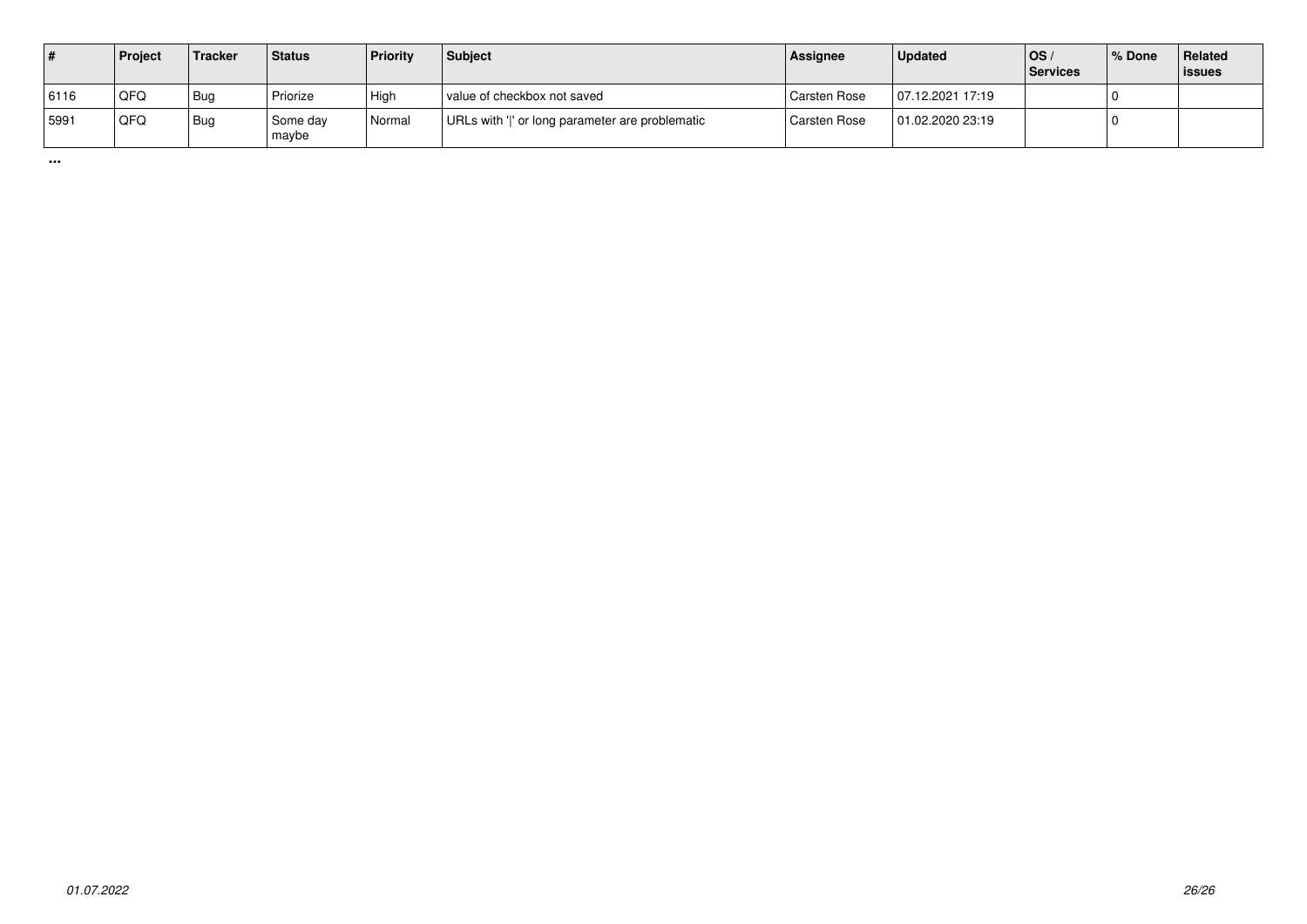| # | Project | Tracker | Status | Priority | Subject | Assignee | Updated | OS / Services | % Done | Related issues |
|---|---|---|---|---|---|---|---|---|---|---|
| 6116 | QFQ | Bug | Priorize | High | value of checkbox not saved | Carsten Rose | 07.12.2021 17:19 | | 0 | |
| 5991 | QFQ | Bug | Some day maybe | Normal | URLs with '\|' or long parameter are problematic | Carsten Rose | 01.02.2020 23:19 | | 0 | |

...

*01.07.2022*